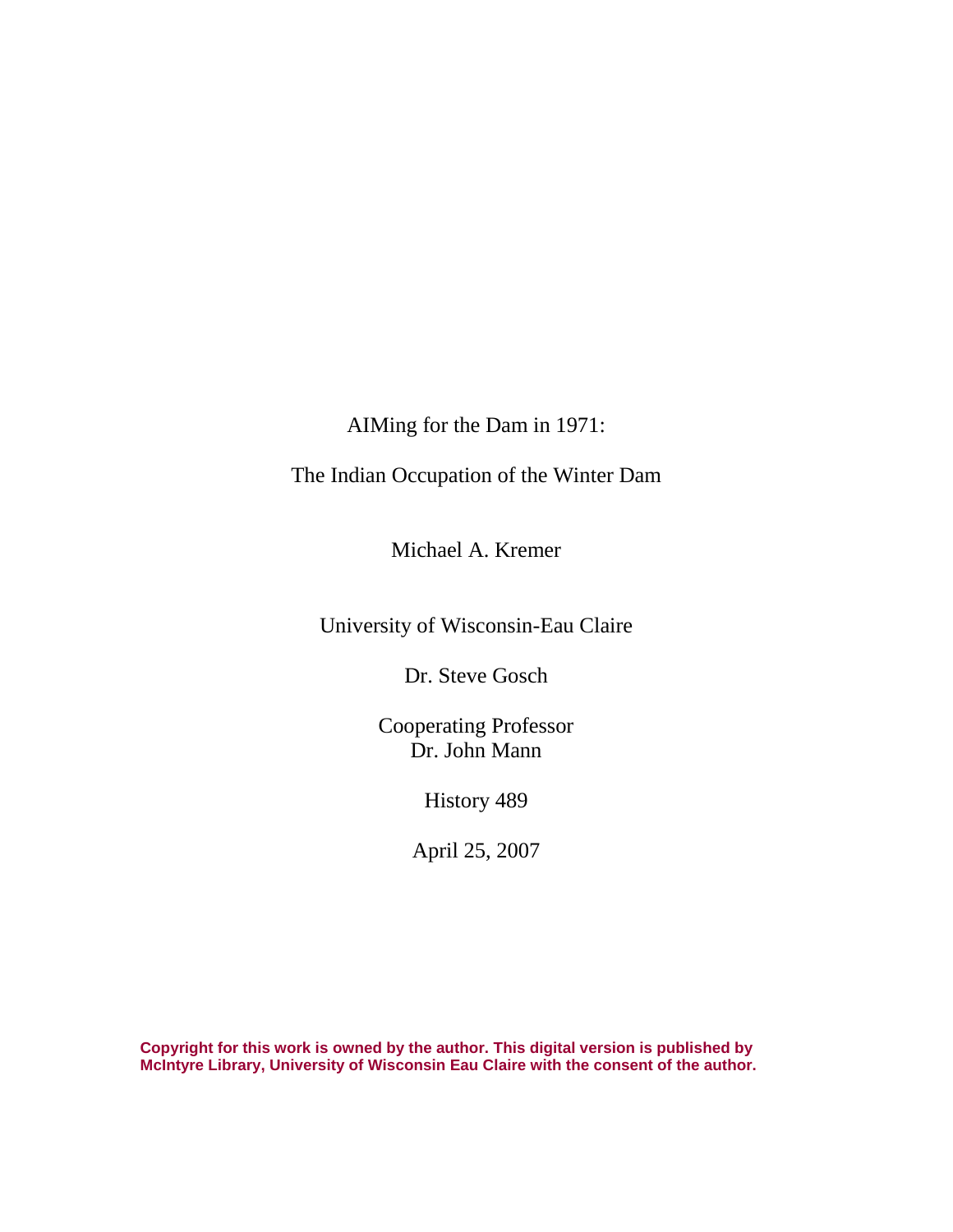# AIMing for the Dam in 1971:

## The Indian Occupation of the Winter Dam

Michael A. Kremer

University of Wisconsin-Eau Claire

Dr. Steve Gosch

Cooperating Professor
Dr. John Mann

History 489

April 25, 2007

**Copyright for this work is owned by the author. This digital version is published by McIntyre Library, University of Wisconsin Eau Claire with the consent of the author.**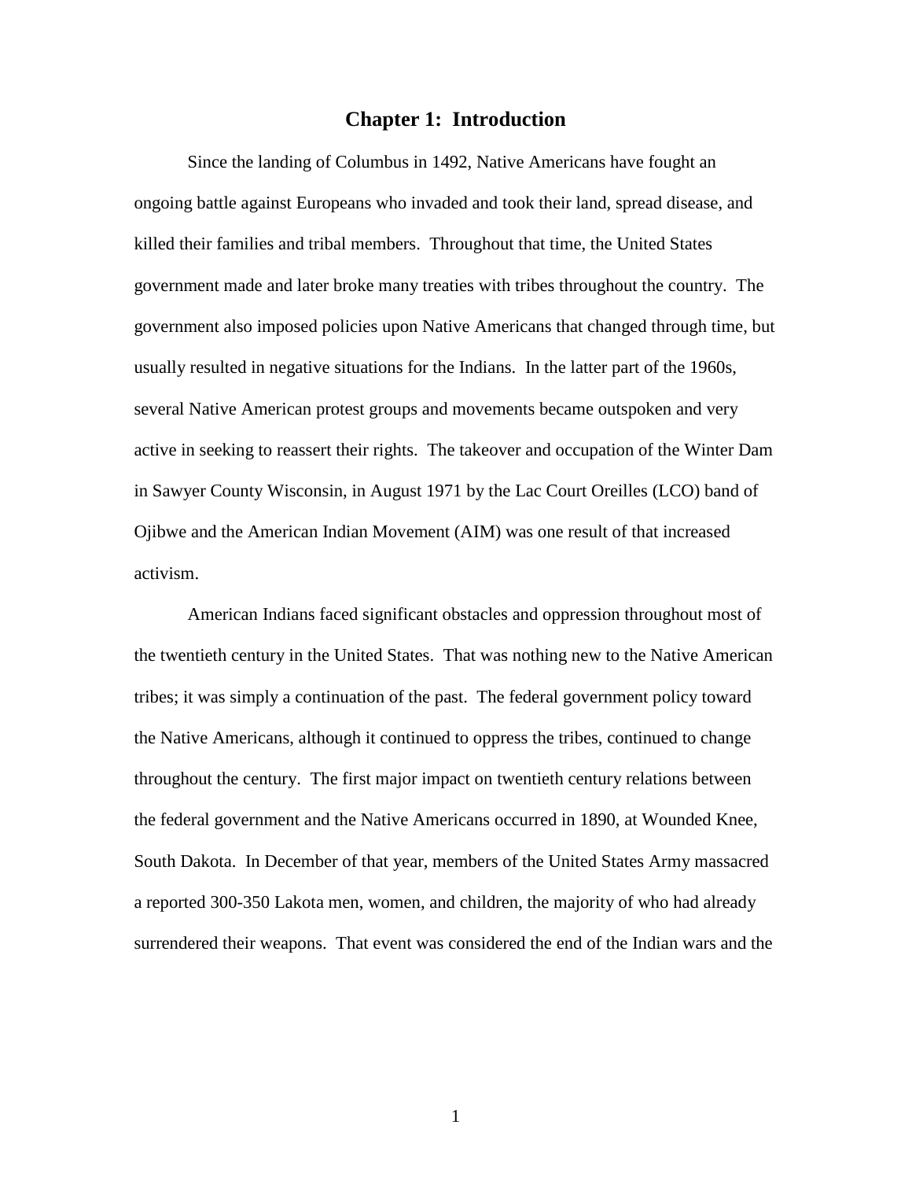# Chapter 1: Introduction

Since the landing of Columbus in 1492, Native Americans have fought an ongoing battle against Europeans who invaded and took their land, spread disease, and killed their families and tribal members. Throughout that time, the United States government made and later broke many treaties with tribes throughout the country. The government also imposed policies upon Native Americans that changed through time, but usually resulted in negative situations for the Indians. In the latter part of the 1960s, several Native American protest groups and movements became outspoken and very active in seeking to reassert their rights. The takeover and occupation of the Winter Dam in Sawyer County Wisconsin, in August 1971 by the Lac Court Oreilles (LCO) band of Ojibwe and the American Indian Movement (AIM) was one result of that increased activism.

American Indians faced significant obstacles and oppression throughout most of the twentieth century in the United States. That was nothing new to the Native American tribes; it was simply a continuation of the past. The federal government policy toward the Native Americans, although it continued to oppress the tribes, continued to change throughout the century. The first major impact on twentieth century relations between the federal government and the Native Americans occurred in 1890, at Wounded Knee, South Dakota. In December of that year, members of the United States Army massacred a reported 300-350 Lakota men, women, and children, the majority of who had already surrendered their weapons. That event was considered the end of the Indian wars and the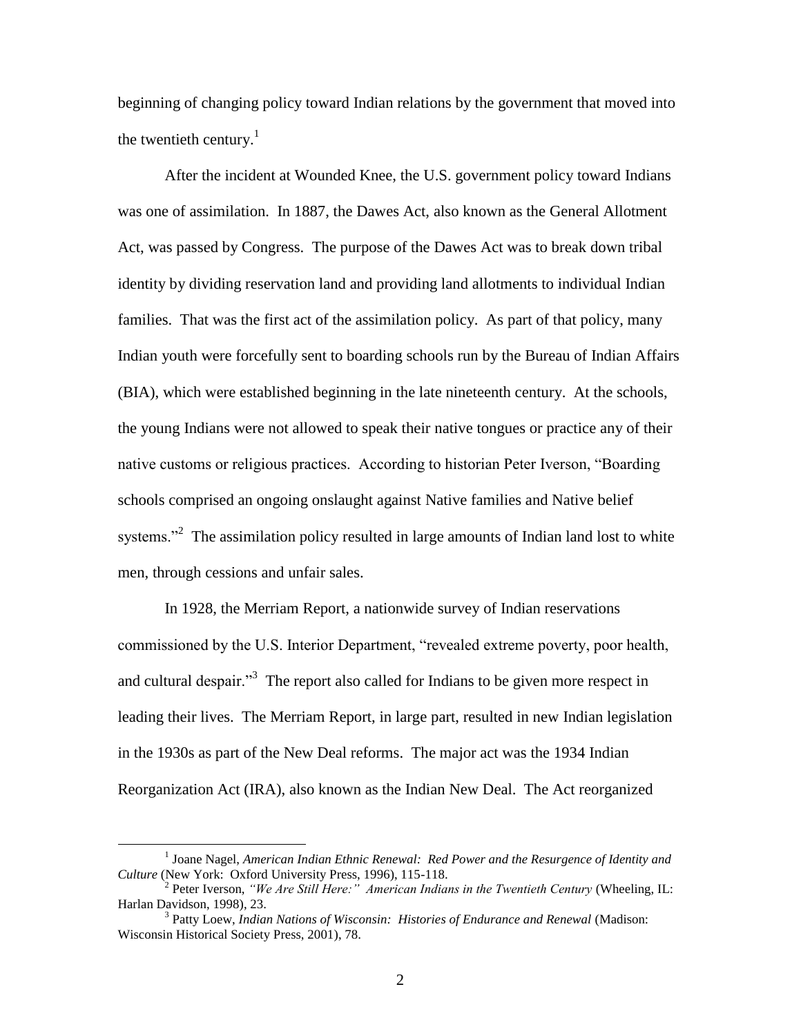beginning of changing policy toward Indian relations by the government that moved into the twentieth century.[1]

After the incident at Wounded Knee, the U.S. government policy toward Indians was one of assimilation. In 1887, the Dawes Act, also known as the General Allotment Act, was passed by Congress. The purpose of the Dawes Act was to break down tribal identity by dividing reservation land and providing land allotments to individual Indian families. That was the first act of the assimilation policy. As part of that policy, many Indian youth were forcefully sent to boarding schools run by the Bureau of Indian Affairs (BIA), which were established beginning in the late nineteenth century. At the schools, the young Indians were not allowed to speak their native tongues or practice any of their native customs or religious practices. According to historian Peter Iverson, "Boarding schools comprised an ongoing onslaught against Native families and Native belief systems."[2] The assimilation policy resulted in large amounts of Indian land lost to white men, through cessions and unfair sales.

In 1928, the Merriam Report, a nationwide survey of Indian reservations commissioned by the U.S. Interior Department, "revealed extreme poverty, poor health, and cultural despair."[3] The report also called for Indians to be given more respect in leading their lives. The Merriam Report, in large part, resulted in new Indian legislation in the 1930s as part of the New Deal reforms. The major act was the 1934 Indian Reorganization Act (IRA), also known as the Indian New Deal. The Act reorganized

---

[1] Joane Nagel, *American Indian Ethnic Renewal: Red Power and the Resurgence of Identity and Culture* (New York: Oxford University Press, 1996), 115-118.

[2] Peter Iverson, *"We Are Still Here:" American Indians in the Twentieth Century* (Wheeling, IL: Harlan Davidson, 1998), 23.

[3] Patty Loew, *Indian Nations of Wisconsin: Histories of Endurance and Renewal* (Madison: Wisconsin Historical Society Press, 2001), 78.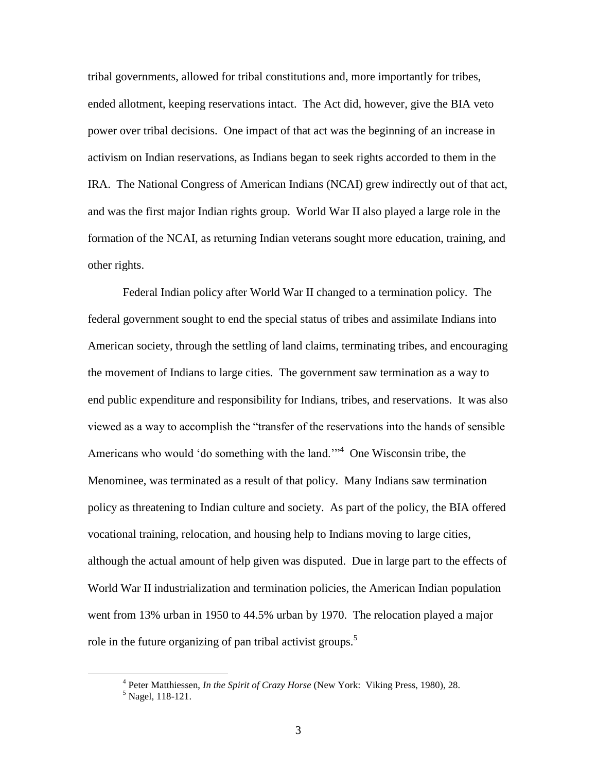tribal governments, allowed for tribal constitutions and, more importantly for tribes, ended allotment, keeping reservations intact. The Act did, however, give the BIA veto power over tribal decisions. One impact of that act was the beginning of an increase in activism on Indian reservations, as Indians began to seek rights accorded to them in the IRA. The National Congress of American Indians (NCAI) grew indirectly out of that act, and was the first major Indian rights group. World War II also played a large role in the formation of the NCAI, as returning Indian veterans sought more education, training, and other rights.

Federal Indian policy after World War II changed to a termination policy. The federal government sought to end the special status of tribes and assimilate Indians into American society, through the settling of land claims, terminating tribes, and encouraging the movement of Indians to large cities. The government saw termination as a way to end public expenditure and responsibility for Indians, tribes, and reservations. It was also viewed as a way to accomplish the "transfer of the reservations into the hands of sensible Americans who would 'do something with the land.'"[4] One Wisconsin tribe, the Menominee, was terminated as a result of that policy. Many Indians saw termination policy as threatening to Indian culture and society. As part of the policy, the BIA offered vocational training, relocation, and housing help to Indians moving to large cities, although the actual amount of help given was disputed. Due in large part to the effects of World War II industrialization and termination policies, the American Indian population went from 13% urban in 1950 to 44.5% urban by 1970. The relocation played a major role in the future organizing of pan tribal activist groups.[5]

---

[4] Peter Matthiessen, *In the Spirit of Crazy Horse* (New York: Viking Press, 1980), 28.

[5] Nagel, 118-121.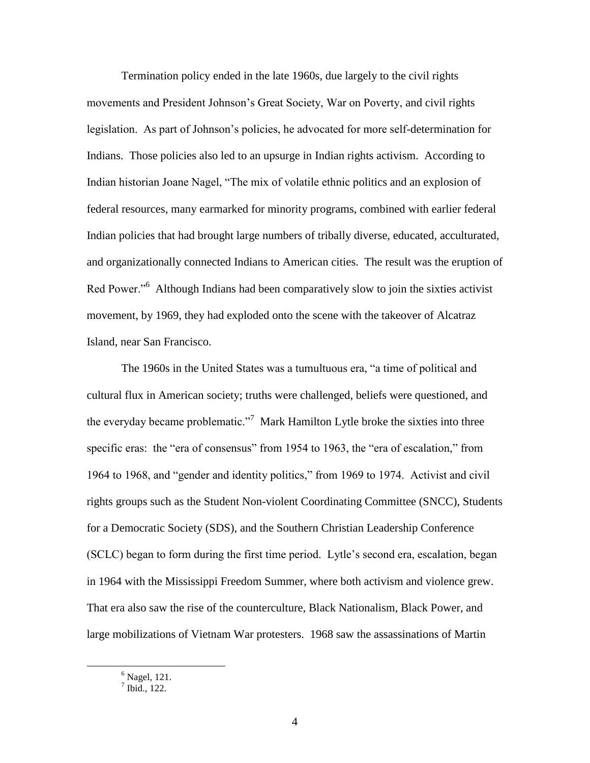Termination policy ended in the late 1960s, due largely to the civil rights movements and President Johnson's Great Society, War on Poverty, and civil rights legislation. As part of Johnson's policies, he advocated for more self-determination for Indians. Those policies also led to an upsurge in Indian rights activism. According to Indian historian Joane Nagel, "The mix of volatile ethnic politics and an explosion of federal resources, many earmarked for minority programs, combined with earlier federal Indian policies that had brought large numbers of tribally diverse, educated, acculturated, and organizationally connected Indians to American cities. The result was the eruption of Red Power."[6] Although Indians had been comparatively slow to join the sixties activist movement, by 1969, they had exploded onto the scene with the takeover of Alcatraz Island, near San Francisco.

The 1960s in the United States was a tumultuous era, "a time of political and cultural flux in American society; truths were challenged, beliefs were questioned, and the everyday became problematic."[7] Mark Hamilton Lytle broke the sixties into three specific eras: the "era of consensus" from 1954 to 1963, the "era of escalation," from 1964 to 1968, and "gender and identity politics," from 1969 to 1974. Activist and civil rights groups such as the Student Non-violent Coordinating Committee (SNCC), Students for a Democratic Society (SDS), and the Southern Christian Leadership Conference (SCLC) began to form during the first time period. Lytle's second era, escalation, began in 1964 with the Mississippi Freedom Summer, where both activism and violence grew. That era also saw the rise of the counterculture, Black Nationalism, Black Power, and large mobilizations of Vietnam War protesters. 1968 saw the assassinations of Martin

[6] Nagel, 121.

[7] Ibid., 122.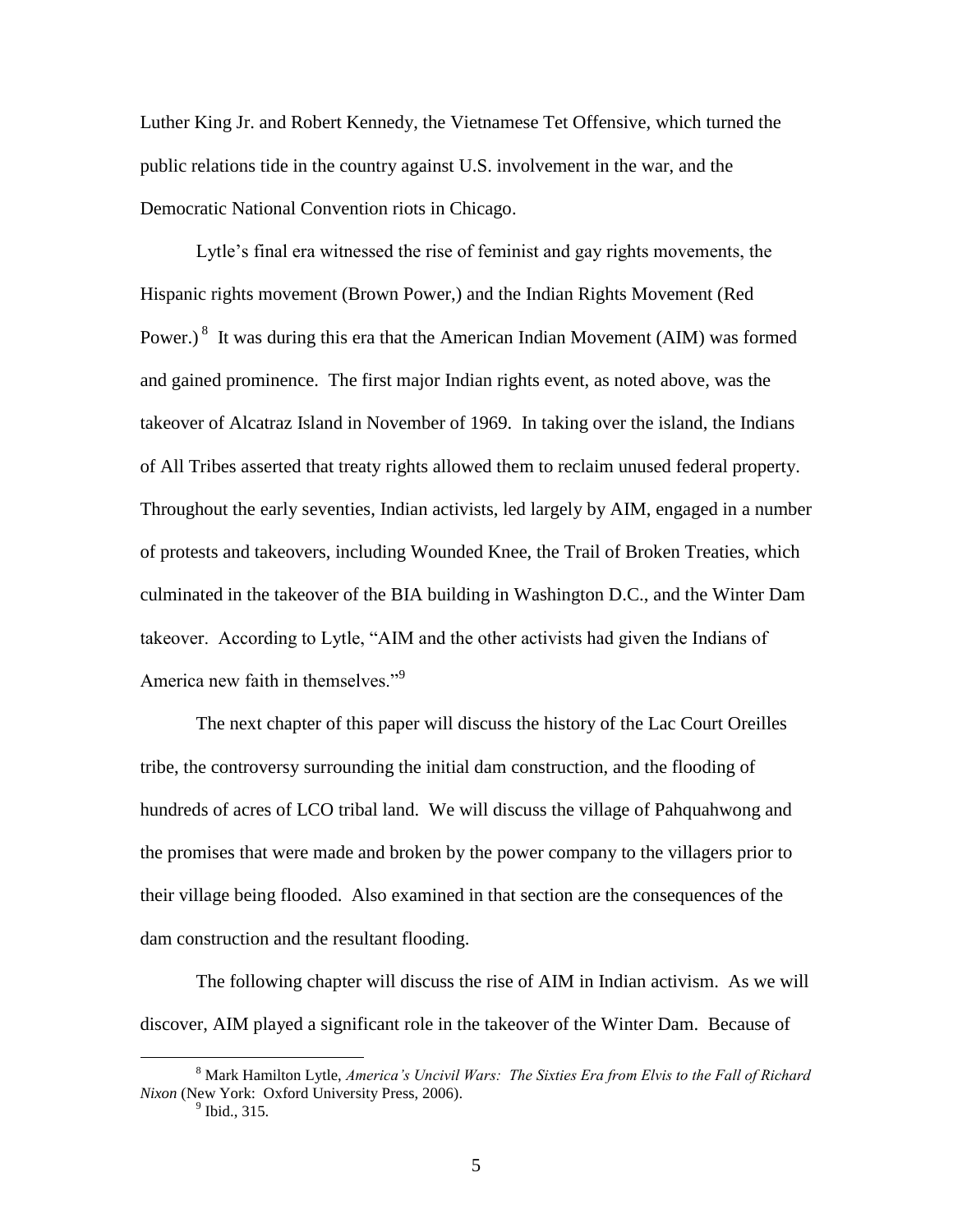Luther King Jr. and Robert Kennedy, the Vietnamese Tet Offensive, which turned the public relations tide in the country against U.S. involvement in the war, and the Democratic National Convention riots in Chicago.

Lytle's final era witnessed the rise of feminist and gay rights movements, the Hispanic rights movement (Brown Power,) and the Indian Rights Movement (Red Power.)[8] It was during this era that the American Indian Movement (AIM) was formed and gained prominence. The first major Indian rights event, as noted above, was the takeover of Alcatraz Island in November of 1969. In taking over the island, the Indians of All Tribes asserted that treaty rights allowed them to reclaim unused federal property. Throughout the early seventies, Indian activists, led largely by AIM, engaged in a number of protests and takeovers, including Wounded Knee, the Trail of Broken Treaties, which culminated in the takeover of the BIA building in Washington D.C., and the Winter Dam takeover. According to Lytle, "AIM and the other activists had given the Indians of America new faith in themselves."[9]

The next chapter of this paper will discuss the history of the Lac Court Oreilles tribe, the controversy surrounding the initial dam construction, and the flooding of hundreds of acres of LCO tribal land. We will discuss the village of Pahquahwong and the promises that were made and broken by the power company to the villagers prior to their village being flooded. Also examined in that section are the consequences of the dam construction and the resultant flooding.

The following chapter will discuss the rise of AIM in Indian activism. As we will discover, AIM played a significant role in the takeover of the Winter Dam. Because of

---

[8] Mark Hamilton Lytle, *America's Uncivil Wars: The Sixties Era from Elvis to the Fall of Richard Nixon* (New York: Oxford University Press, 2006).

[9] Ibid., 315.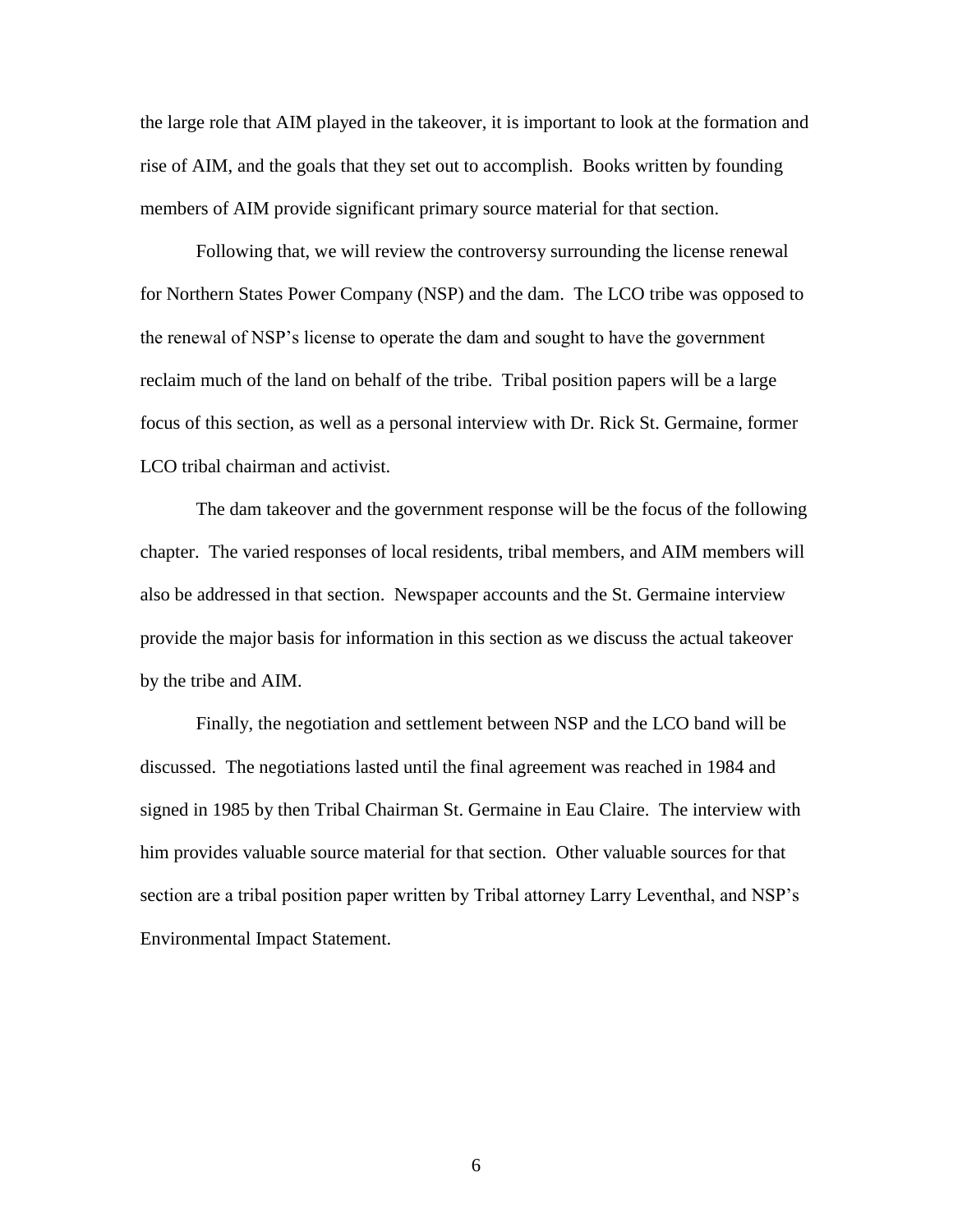the large role that AIM played in the takeover, it is important to look at the formation and rise of AIM, and the goals that they set out to accomplish. Books written by founding members of AIM provide significant primary source material for that section.

Following that, we will review the controversy surrounding the license renewal for Northern States Power Company (NSP) and the dam. The LCO tribe was opposed to the renewal of NSP's license to operate the dam and sought to have the government reclaim much of the land on behalf of the tribe. Tribal position papers will be a large focus of this section, as well as a personal interview with Dr. Rick St. Germaine, former LCO tribal chairman and activist.

The dam takeover and the government response will be the focus of the following chapter. The varied responses of local residents, tribal members, and AIM members will also be addressed in that section. Newspaper accounts and the St. Germaine interview provide the major basis for information in this section as we discuss the actual takeover by the tribe and AIM.

Finally, the negotiation and settlement between NSP and the LCO band will be discussed. The negotiations lasted until the final agreement was reached in 1984 and signed in 1985 by then Tribal Chairman St. Germaine in Eau Claire. The interview with him provides valuable source material for that section. Other valuable sources for that section are a tribal position paper written by Tribal attorney Larry Leventhal, and NSP's Environmental Impact Statement.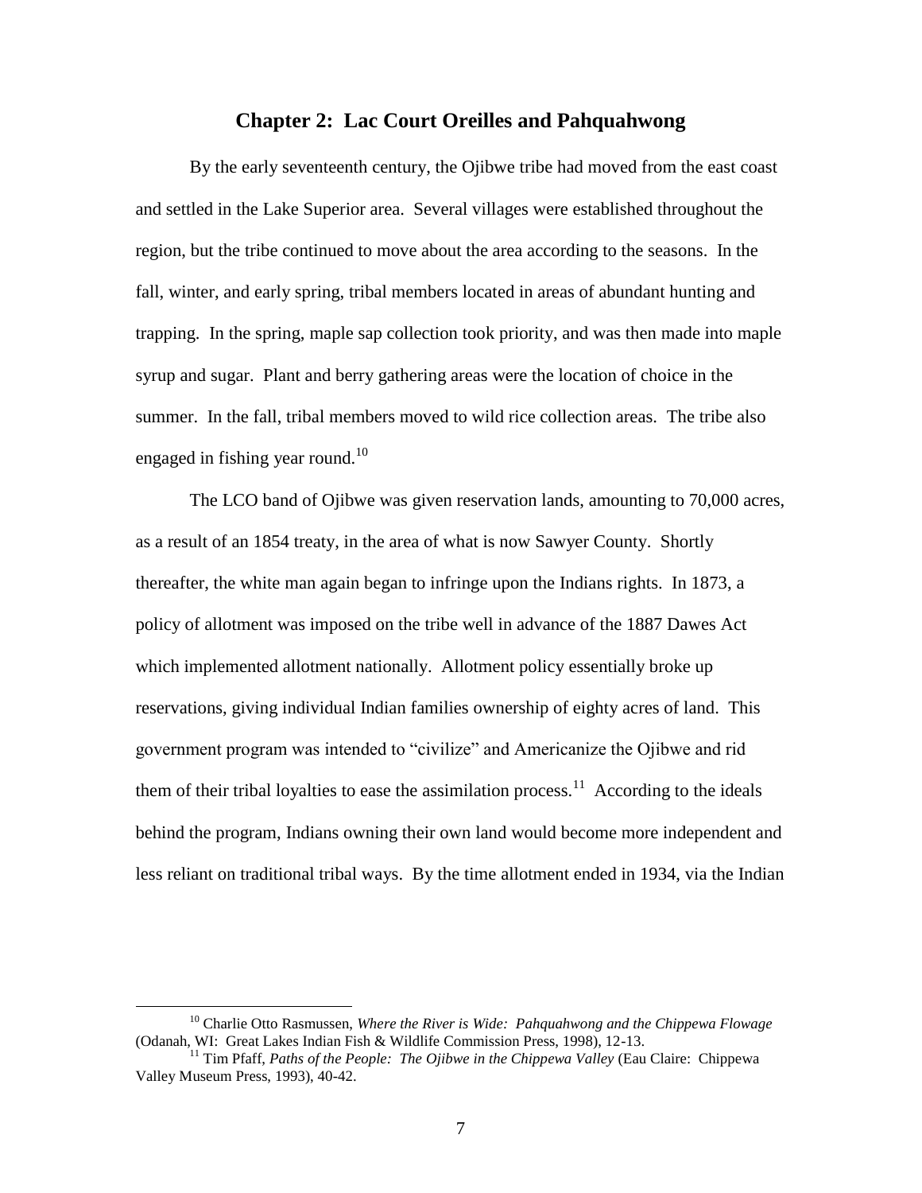## Chapter 2: Lac Court Oreilles and Pahquahwong

By the early seventeenth century, the Ojibwe tribe had moved from the east coast and settled in the Lake Superior area. Several villages were established throughout the region, but the tribe continued to move about the area according to the seasons. In the fall, winter, and early spring, tribal members located in areas of abundant hunting and trapping. In the spring, maple sap collection took priority, and was then made into maple syrup and sugar. Plant and berry gathering areas were the location of choice in the summer. In the fall, tribal members moved to wild rice collection areas. The tribe also engaged in fishing year round.[10]

The LCO band of Ojibwe was given reservation lands, amounting to 70,000 acres, as a result of an 1854 treaty, in the area of what is now Sawyer County. Shortly thereafter, the white man again began to infringe upon the Indians rights. In 1873, a policy of allotment was imposed on the tribe well in advance of the 1887 Dawes Act which implemented allotment nationally. Allotment policy essentially broke up reservations, giving individual Indian families ownership of eighty acres of land. This government program was intended to "civilize" and Americanize the Ojibwe and rid them of their tribal loyalties to ease the assimilation process.[11] According to the ideals behind the program, Indians owning their own land would become more independent and less reliant on traditional tribal ways. By the time allotment ended in 1934, via the Indian

---

[10] Charlie Otto Rasmussen, *Where the River is Wide: Pahquahwong and the Chippewa Flowage* (Odanah, WI: Great Lakes Indian Fish & Wildlife Commission Press, 1998), 12-13.

[11] Tim Pfaff, *Paths of the People: The Ojibwe in the Chippewa Valley* (Eau Claire: Chippewa Valley Museum Press, 1993), 40-42.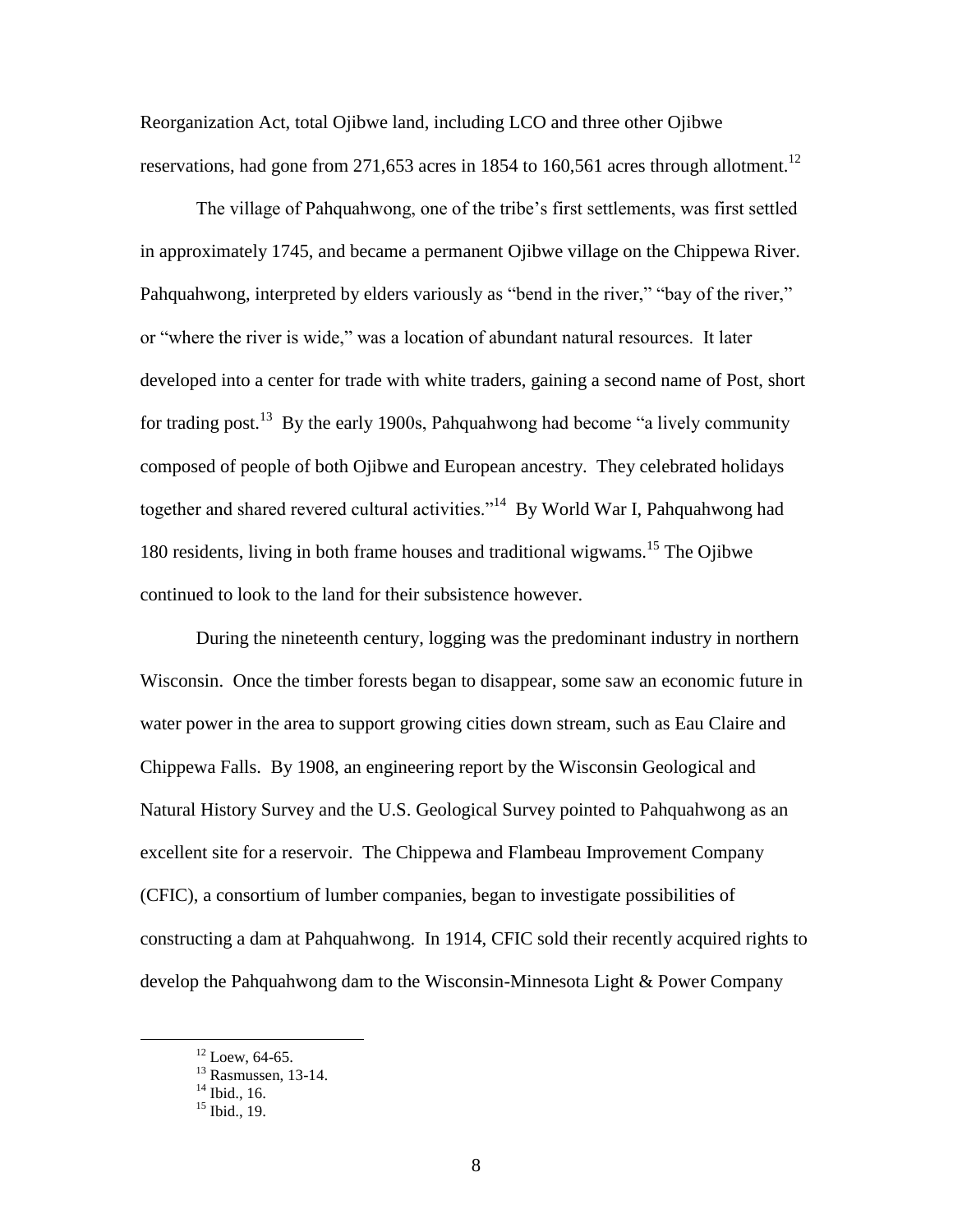Reorganization Act, total Ojibwe land, including LCO and three other Ojibwe reservations, had gone from 271,653 acres in 1854 to 160,561 acres through allotment.[12]

The village of Pahquahwong, one of the tribe's first settlements, was first settled in approximately 1745, and became a permanent Ojibwe village on the Chippewa River. Pahquahwong, interpreted by elders variously as "bend in the river," "bay of the river," or "where the river is wide," was a location of abundant natural resources. It later developed into a center for trade with white traders, gaining a second name of Post, short for trading post.[13] By the early 1900s, Pahquahwong had become "a lively community composed of people of both Ojibwe and European ancestry. They celebrated holidays together and shared revered cultural activities."[14] By World War I, Pahquahwong had 180 residents, living in both frame houses and traditional wigwams.[15] The Ojibwe continued to look to the land for their subsistence however.

During the nineteenth century, logging was the predominant industry in northern Wisconsin. Once the timber forests began to disappear, some saw an economic future in water power in the area to support growing cities down stream, such as Eau Claire and Chippewa Falls. By 1908, an engineering report by the Wisconsin Geological and Natural History Survey and the U.S. Geological Survey pointed to Pahquahwong as an excellent site for a reservoir. The Chippewa and Flambeau Improvement Company (CFIC), a consortium of lumber companies, began to investigate possibilities of constructing a dam at Pahquahwong. In 1914, CFIC sold their recently acquired rights to develop the Pahquahwong dam to the Wisconsin-Minnesota Light & Power Company

[12] Loew, 64-65.
[13] Rasmussen, 13-14.
[14] Ibid., 16.
[15] Ibid., 19.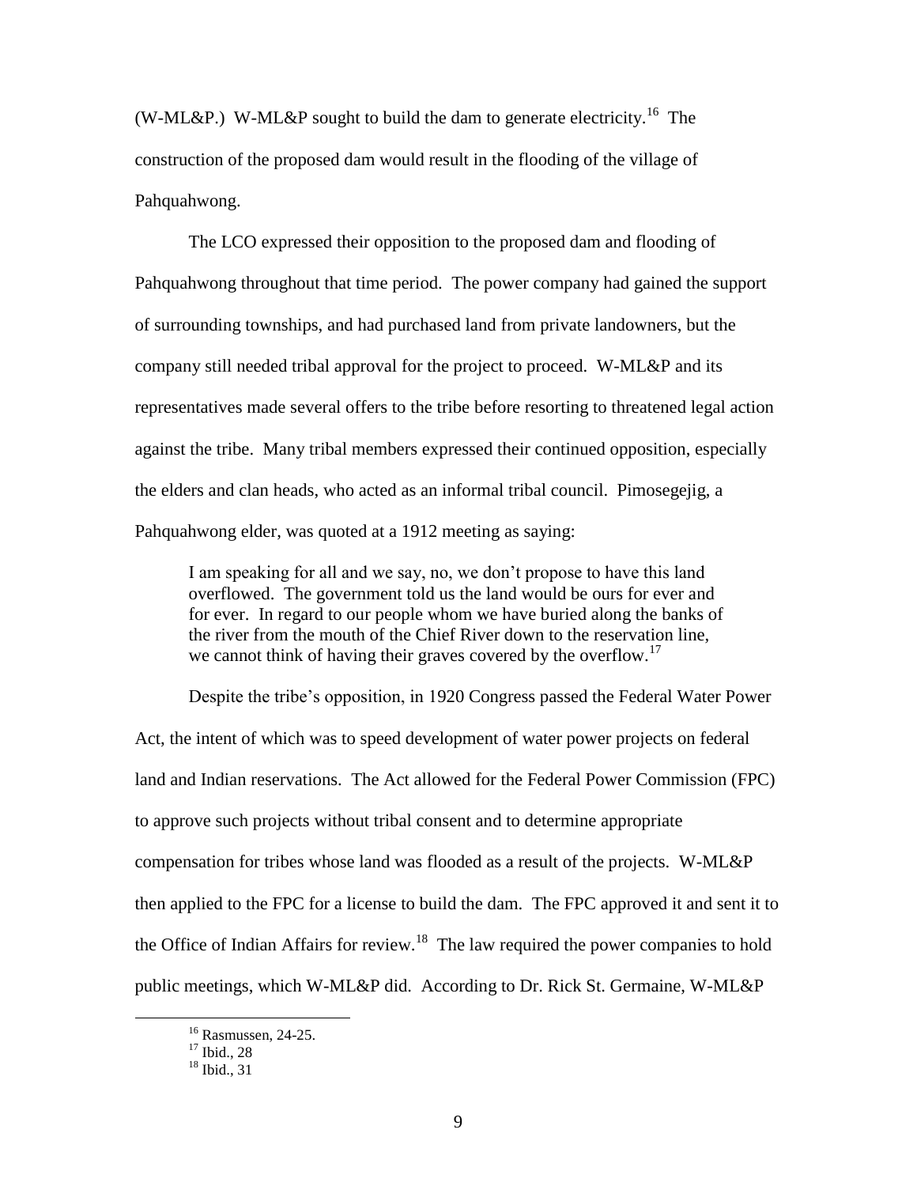(W-ML&P.) W-ML&P sought to build the dam to generate electricity.[16] The construction of the proposed dam would result in the flooding of the village of Pahquahwong.

The LCO expressed their opposition to the proposed dam and flooding of Pahquahwong throughout that time period. The power company had gained the support of surrounding townships, and had purchased land from private landowners, but the company still needed tribal approval for the project to proceed. W-ML&P and its representatives made several offers to the tribe before resorting to threatened legal action against the tribe. Many tribal members expressed their continued opposition, especially the elders and clan heads, who acted as an informal tribal council. Pimosegejig, a Pahquahwong elder, was quoted at a 1912 meeting as saying:

> I am speaking for all and we say, no, we don't propose to have this land overflowed. The government told us the land would be ours for ever and for ever. In regard to our people whom we have buried along the banks of the river from the mouth of the Chief River down to the reservation line, we cannot think of having their graves covered by the overflow.[17]

Despite the tribe's opposition, in 1920 Congress passed the Federal Water Power Act, the intent of which was to speed development of water power projects on federal land and Indian reservations. The Act allowed for the Federal Power Commission (FPC) to approve such projects without tribal consent and to determine appropriate compensation for tribes whose land was flooded as a result of the projects. W-ML&P then applied to the FPC for a license to build the dam. The FPC approved it and sent it to the Office of Indian Affairs for review.[18] The law required the power companies to hold public meetings, which W-ML&P did. According to Dr. Rick St. Germaine, W-ML&P

[16] Rasmussen, 24-25.
[17] Ibid., 28
[18] Ibid., 31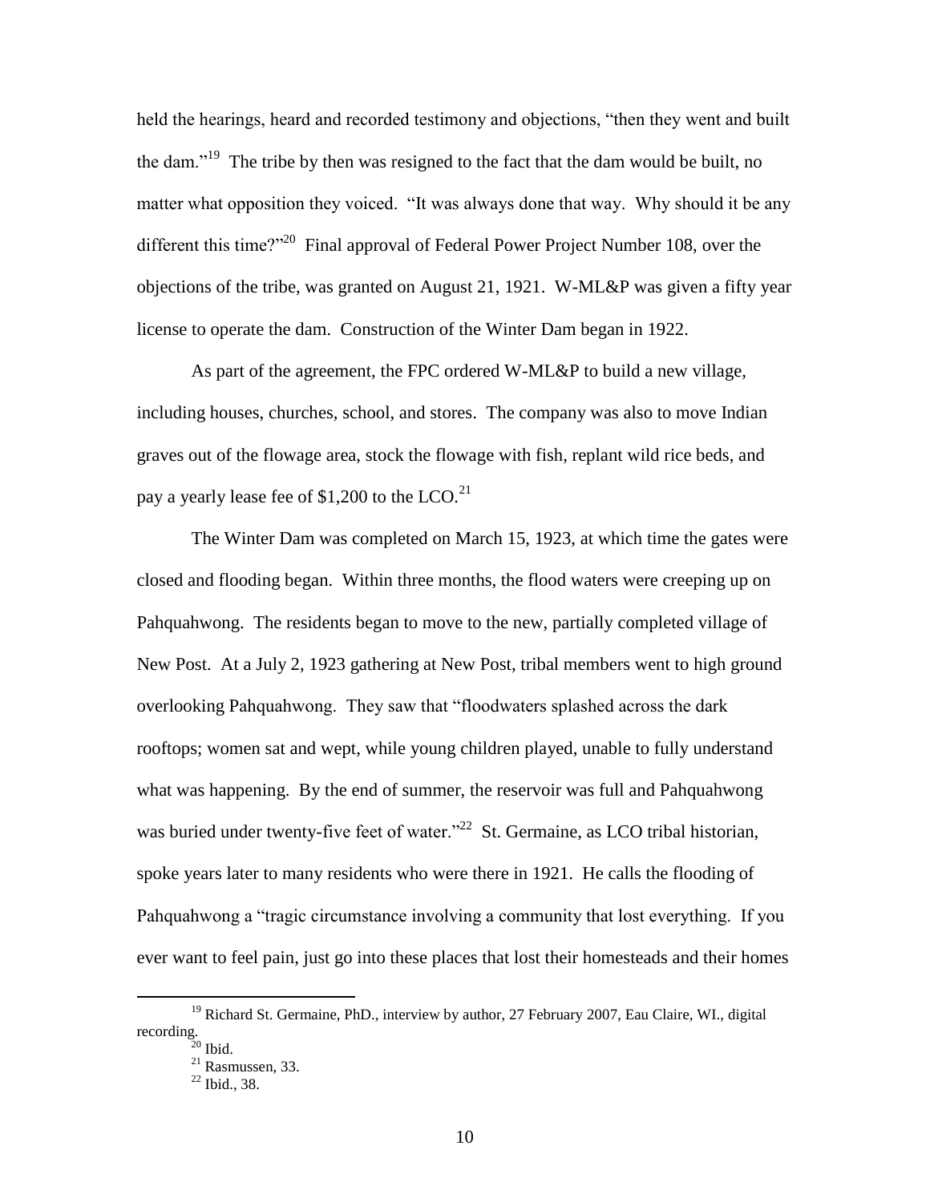held the hearings, heard and recorded testimony and objections, "then they went and built the dam."[19] The tribe by then was resigned to the fact that the dam would be built, no matter what opposition they voiced. "It was always done that way. Why should it be any different this time?"[20] Final approval of Federal Power Project Number 108, over the objections of the tribe, was granted on August 21, 1921. W-ML&P was given a fifty year license to operate the dam. Construction of the Winter Dam began in 1922.

As part of the agreement, the FPC ordered W-ML&P to build a new village, including houses, churches, school, and stores. The company was also to move Indian graves out of the flowage area, stock the flowage with fish, replant wild rice beds, and pay a yearly lease fee of $1,200 to the LCO.[21]

The Winter Dam was completed on March 15, 1923, at which time the gates were closed and flooding began. Within three months, the flood waters were creeping up on Pahquahwong. The residents began to move to the new, partially completed village of New Post. At a July 2, 1923 gathering at New Post, tribal members went to high ground overlooking Pahquahwong. They saw that "floodwaters splashed across the dark rooftops; women sat and wept, while young children played, unable to fully understand what was happening. By the end of summer, the reservoir was full and Pahquahwong was buried under twenty-five feet of water."[22] St. Germaine, as LCO tribal historian, spoke years later to many residents who were there in 1921. He calls the flooding of Pahquahwong a "tragic circumstance involving a community that lost everything. If you ever want to feel pain, just go into these places that lost their homesteads and their homes

---

[19] Richard St. Germaine, PhD., interview by author, 27 February 2007, Eau Claire, WI., digital recording.

[20] Ibid.

[21] Rasmussen, 33.

[22] Ibid., 38.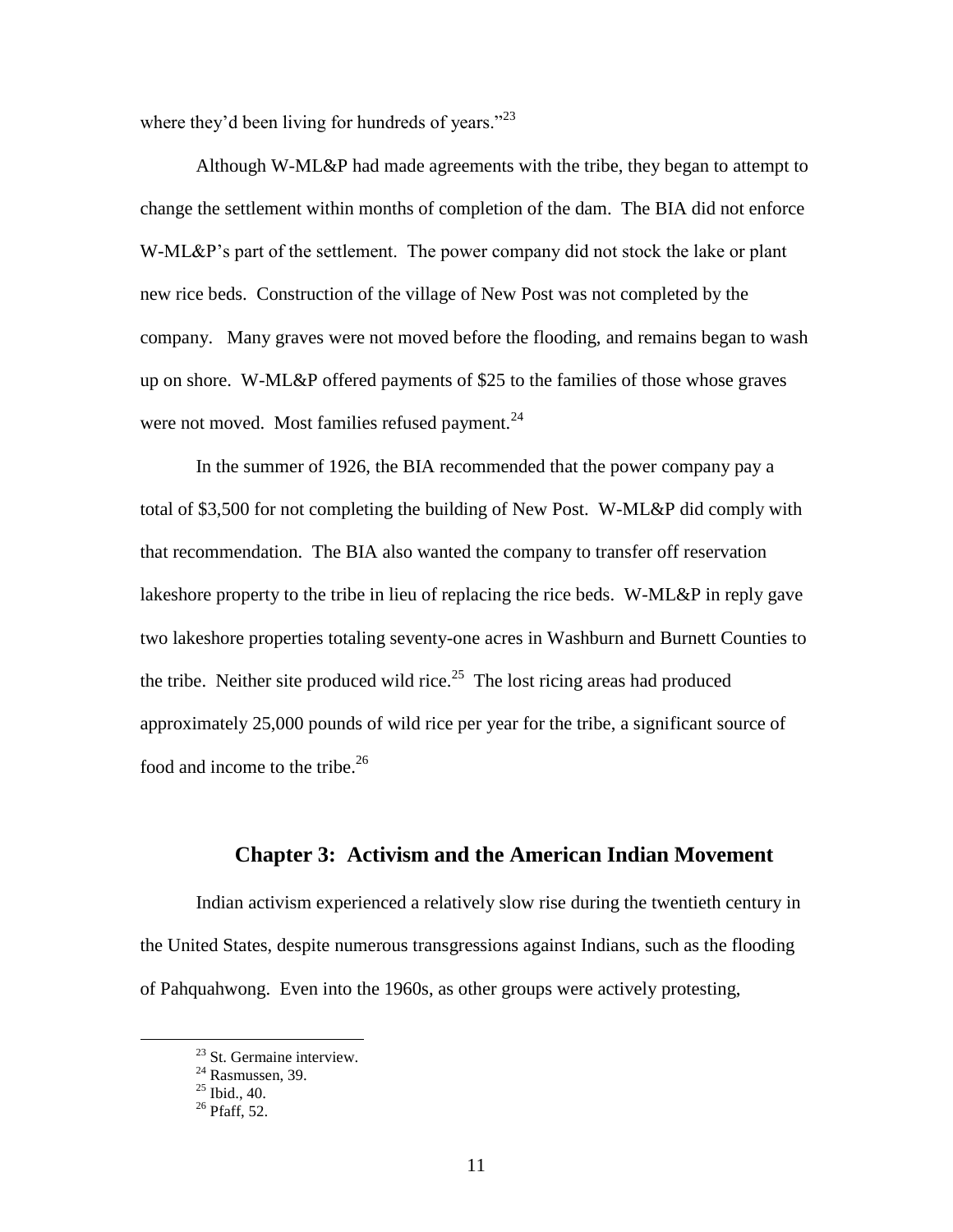where they'd been living for hundreds of years."[23]

Although W-ML&P had made agreements with the tribe, they began to attempt to change the settlement within months of completion of the dam. The BIA did not enforce W-ML&P's part of the settlement. The power company did not stock the lake or plant new rice beds. Construction of the village of New Post was not completed by the company. Many graves were not moved before the flooding, and remains began to wash up on shore. W-ML&P offered payments of $25 to the families of those whose graves were not moved. Most families refused payment.[24]

In the summer of 1926, the BIA recommended that the power company pay a total of $3,500 for not completing the building of New Post. W-ML&P did comply with that recommendation. The BIA also wanted the company to transfer off reservation lakeshore property to the tribe in lieu of replacing the rice beds. W-ML&P in reply gave two lakeshore properties totaling seventy-one acres in Washburn and Burnett Counties to the tribe. Neither site produced wild rice.[25] The lost ricing areas had produced approximately 25,000 pounds of wild rice per year for the tribe, a significant source of food and income to the tribe.[26]

## Chapter 3: Activism and the American Indian Movement

Indian activism experienced a relatively slow rise during the twentieth century in the United States, despite numerous transgressions against Indians, such as the flooding of Pahquahwong. Even into the 1960s, as other groups were actively protesting,

---

[23] St. Germaine interview.
[24] Rasmussen, 39.
[25] Ibid., 40.
[26] Pfaff, 52.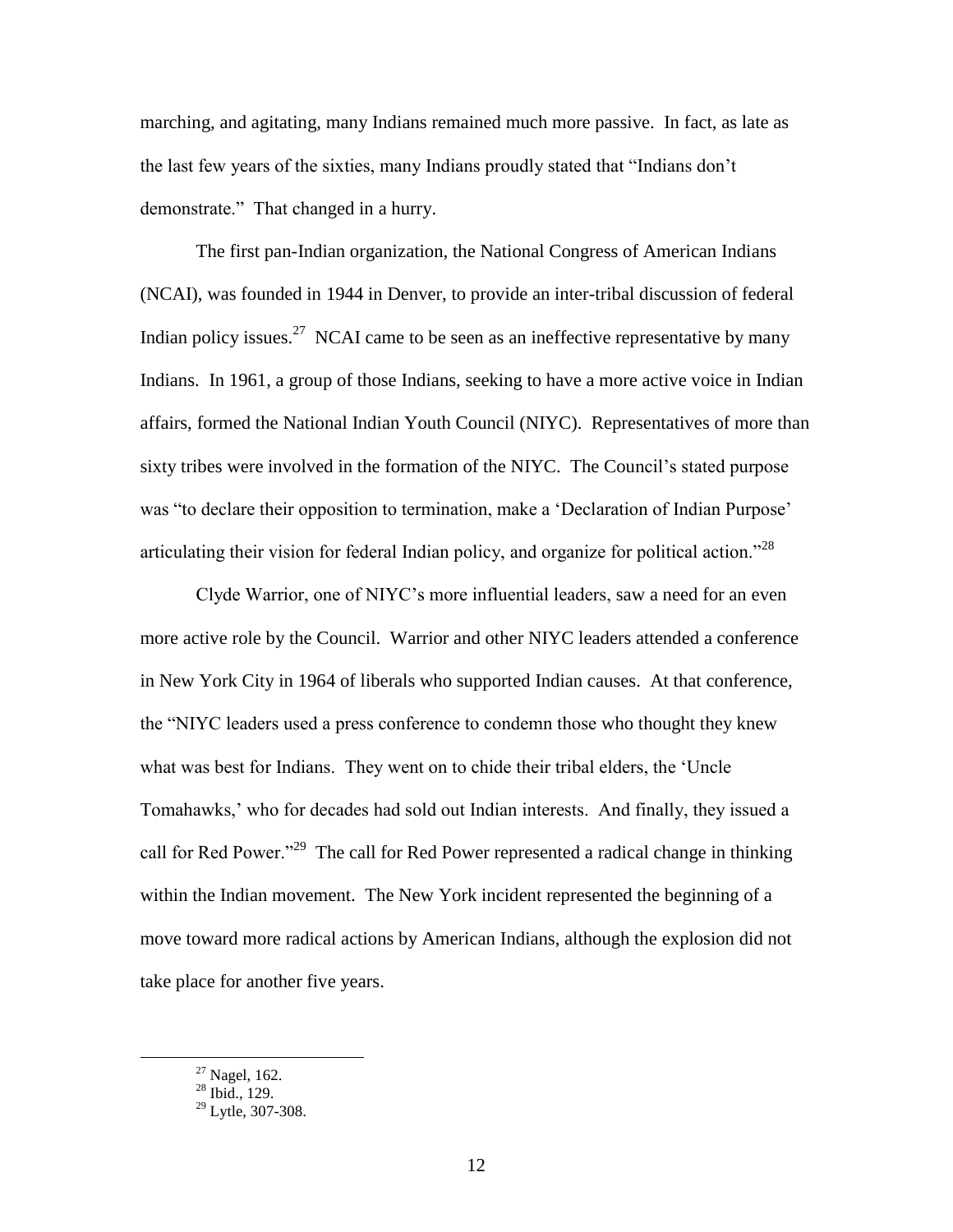marching, and agitating, many Indians remained much more passive. In fact, as late as the last few years of the sixties, many Indians proudly stated that "Indians don't demonstrate." That changed in a hurry.

The first pan-Indian organization, the National Congress of American Indians (NCAI), was founded in 1944 in Denver, to provide an inter-tribal discussion of federal Indian policy issues.[27] NCAI came to be seen as an ineffective representative by many Indians. In 1961, a group of those Indians, seeking to have a more active voice in Indian affairs, formed the National Indian Youth Council (NIYC). Representatives of more than sixty tribes were involved in the formation of the NIYC. The Council's stated purpose was "to declare their opposition to termination, make a 'Declaration of Indian Purpose' articulating their vision for federal Indian policy, and organize for political action."[28]

Clyde Warrior, one of NIYC's more influential leaders, saw a need for an even more active role by the Council. Warrior and other NIYC leaders attended a conference in New York City in 1964 of liberals who supported Indian causes. At that conference, the "NIYC leaders used a press conference to condemn those who thought they knew what was best for Indians. They went on to chide their tribal elders, the 'Uncle Tomahawks,' who for decades had sold out Indian interests. And finally, they issued a call for Red Power."[29] The call for Red Power represented a radical change in thinking within the Indian movement. The New York incident represented the beginning of a move toward more radical actions by American Indians, although the explosion did not take place for another five years.

---

[27] Nagel, 162.

[28] Ibid., 129.

[29] Lytle, 307-308.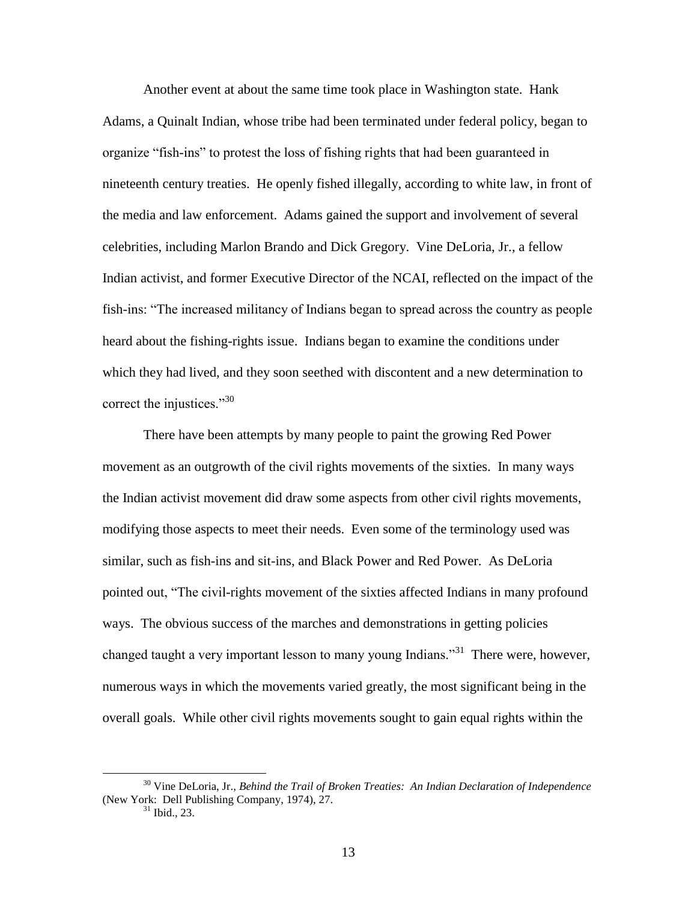Another event at about the same time took place in Washington state. Hank Adams, a Quinalt Indian, whose tribe had been terminated under federal policy, began to organize "fish-ins" to protest the loss of fishing rights that had been guaranteed in nineteenth century treaties. He openly fished illegally, according to white law, in front of the media and law enforcement. Adams gained the support and involvement of several celebrities, including Marlon Brando and Dick Gregory. Vine DeLoria, Jr., a fellow Indian activist, and former Executive Director of the NCAI, reflected on the impact of the fish-ins: "The increased militancy of Indians began to spread across the country as people heard about the fishing-rights issue. Indians began to examine the conditions under which they had lived, and they soon seethed with discontent and a new determination to correct the injustices."[30]

There have been attempts by many people to paint the growing Red Power movement as an outgrowth of the civil rights movements of the sixties. In many ways the Indian activist movement did draw some aspects from other civil rights movements, modifying those aspects to meet their needs. Even some of the terminology used was similar, such as fish-ins and sit-ins, and Black Power and Red Power. As DeLoria pointed out, "The civil-rights movement of the sixties affected Indians in many profound ways. The obvious success of the marches and demonstrations in getting policies changed taught a very important lesson to many young Indians."[31] There were, however, numerous ways in which the movements varied greatly, the most significant being in the overall goals. While other civil rights movements sought to gain equal rights within the

[30] Vine DeLoria, Jr., *Behind the Trail of Broken Treaties: An Indian Declaration of Independence* (New York: Dell Publishing Company, 1974), 27.

[31] Ibid., 23.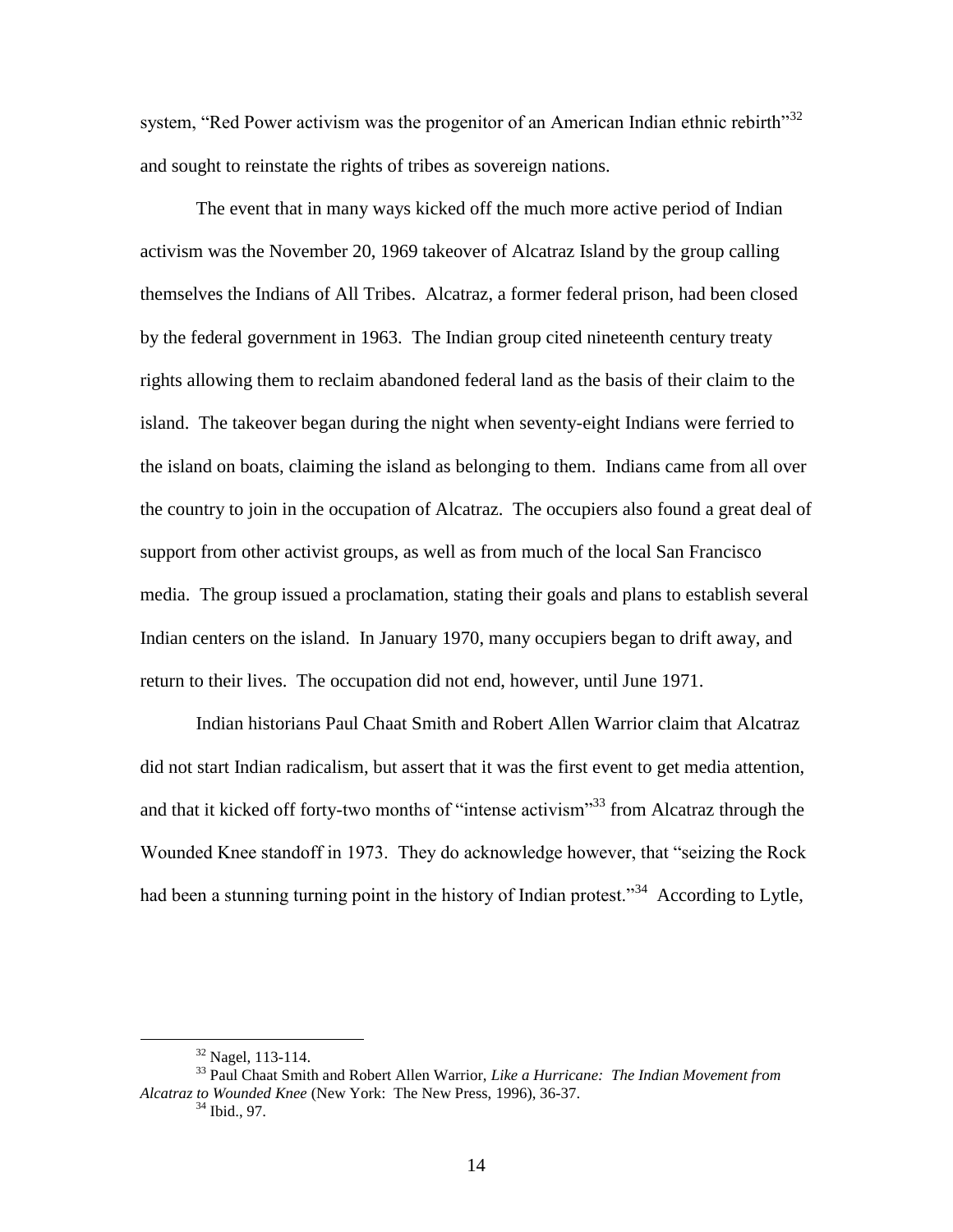system, "Red Power activism was the progenitor of an American Indian ethnic rebirth"[32] and sought to reinstate the rights of tribes as sovereign nations.

The event that in many ways kicked off the much more active period of Indian activism was the November 20, 1969 takeover of Alcatraz Island by the group calling themselves the Indians of All Tribes. Alcatraz, a former federal prison, had been closed by the federal government in 1963. The Indian group cited nineteenth century treaty rights allowing them to reclaim abandoned federal land as the basis of their claim to the island. The takeover began during the night when seventy-eight Indians were ferried to the island on boats, claiming the island as belonging to them. Indians came from all over the country to join in the occupation of Alcatraz. The occupiers also found a great deal of support from other activist groups, as well as from much of the local San Francisco media. The group issued a proclamation, stating their goals and plans to establish several Indian centers on the island. In January 1970, many occupiers began to drift away, and return to their lives. The occupation did not end, however, until June 1971.

Indian historians Paul Chaat Smith and Robert Allen Warrior claim that Alcatraz did not start Indian radicalism, but assert that it was the first event to get media attention, and that it kicked off forty-two months of "intense activism"[33] from Alcatraz through the Wounded Knee standoff in 1973. They do acknowledge however, that "seizing the Rock had been a stunning turning point in the history of Indian protest."[34] According to Lytle,

---

[32] Nagel, 113-114.

[33] Paul Chaat Smith and Robert Allen Warrior, *Like a Hurricane: The Indian Movement from Alcatraz to Wounded Knee* (New York: The New Press, 1996), 36-37.

[34] Ibid., 97.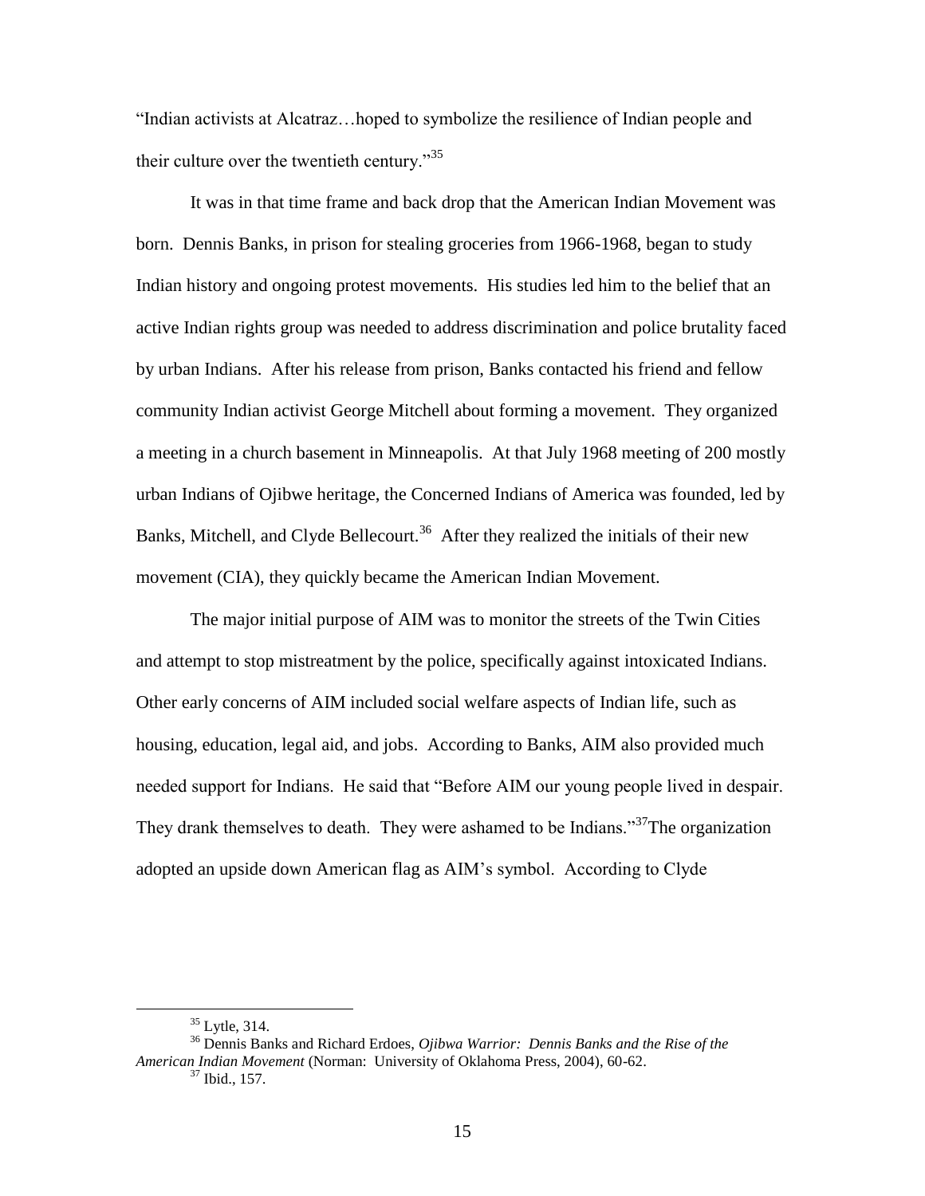"Indian activists at Alcatraz…hoped to symbolize the resilience of Indian people and their culture over the twentieth century."[35]

It was in that time frame and back drop that the American Indian Movement was born. Dennis Banks, in prison for stealing groceries from 1966-1968, began to study Indian history and ongoing protest movements. His studies led him to the belief that an active Indian rights group was needed to address discrimination and police brutality faced by urban Indians. After his release from prison, Banks contacted his friend and fellow community Indian activist George Mitchell about forming a movement. They organized a meeting in a church basement in Minneapolis. At that July 1968 meeting of 200 mostly urban Indians of Ojibwe heritage, the Concerned Indians of America was founded, led by Banks, Mitchell, and Clyde Bellecourt.[36] After they realized the initials of their new movement (CIA), they quickly became the American Indian Movement.

The major initial purpose of AIM was to monitor the streets of the Twin Cities and attempt to stop mistreatment by the police, specifically against intoxicated Indians. Other early concerns of AIM included social welfare aspects of Indian life, such as housing, education, legal aid, and jobs. According to Banks, AIM also provided much needed support for Indians. He said that "Before AIM our young people lived in despair. They drank themselves to death. They were ashamed to be Indians."[37]The organization adopted an upside down American flag as AIM's symbol. According to Clyde

---

[35] Lytle, 314.

[36] Dennis Banks and Richard Erdoes, *Ojibwa Warrior: Dennis Banks and the Rise of the American Indian Movement* (Norman: University of Oklahoma Press, 2004), 60-62.

[37] Ibid., 157.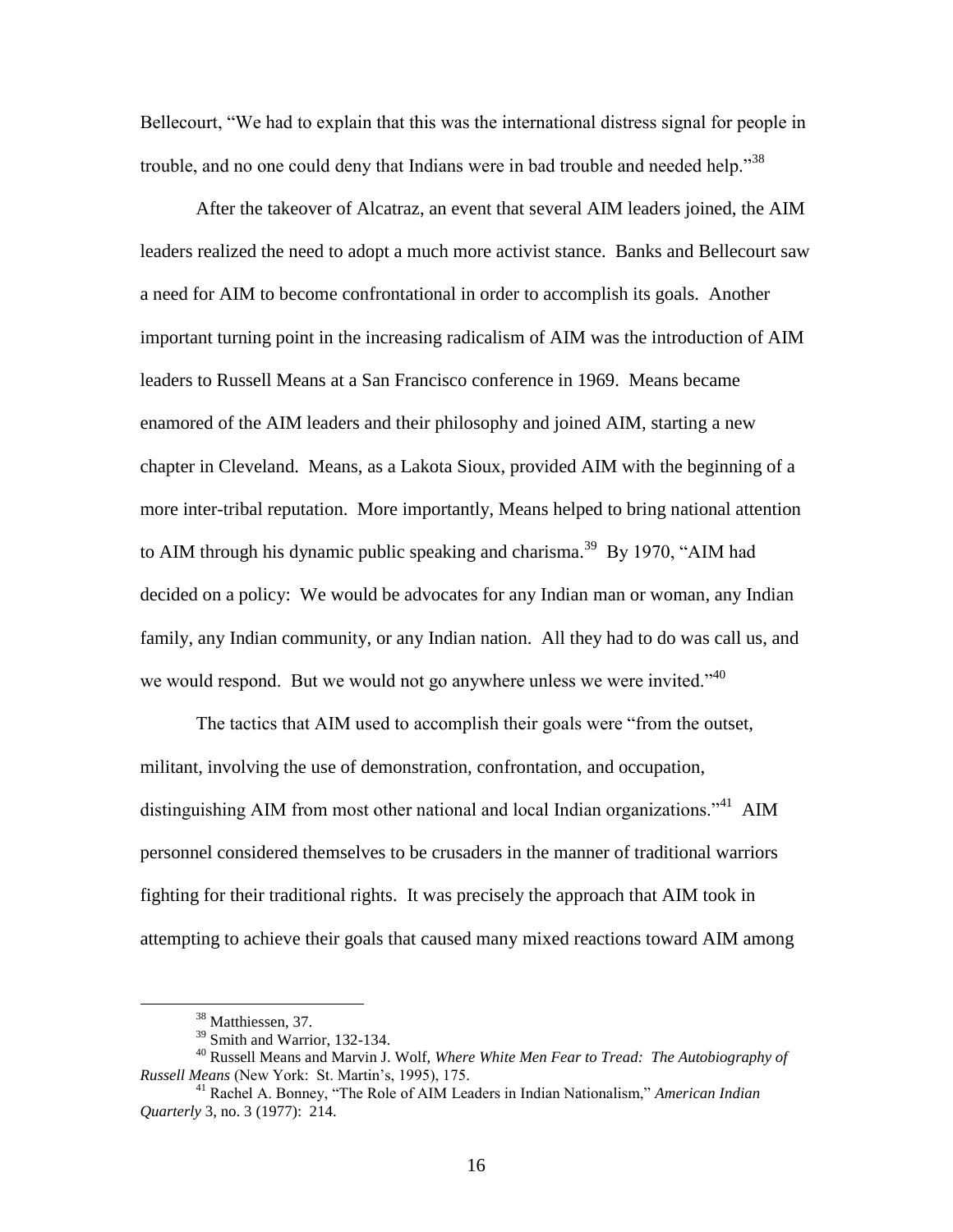Bellecourt, "We had to explain that this was the international distress signal for people in trouble, and no one could deny that Indians were in bad trouble and needed help."[38]

After the takeover of Alcatraz, an event that several AIM leaders joined, the AIM leaders realized the need to adopt a much more activist stance. Banks and Bellecourt saw a need for AIM to become confrontational in order to accomplish its goals. Another important turning point in the increasing radicalism of AIM was the introduction of AIM leaders to Russell Means at a San Francisco conference in 1969. Means became enamored of the AIM leaders and their philosophy and joined AIM, starting a new chapter in Cleveland. Means, as a Lakota Sioux, provided AIM with the beginning of a more inter-tribal reputation. More importantly, Means helped to bring national attention to AIM through his dynamic public speaking and charisma.[39] By 1970, "AIM had decided on a policy: We would be advocates for any Indian man or woman, any Indian family, any Indian community, or any Indian nation. All they had to do was call us, and we would respond. But we would not go anywhere unless we were invited."[40]

The tactics that AIM used to accomplish their goals were "from the outset, militant, involving the use of demonstration, confrontation, and occupation, distinguishing AIM from most other national and local Indian organizations."[41] AIM personnel considered themselves to be crusaders in the manner of traditional warriors fighting for their traditional rights. It was precisely the approach that AIM took in attempting to achieve their goals that caused many mixed reactions toward AIM among

---

[38] Matthiessen, 37.

[39] Smith and Warrior, 132-134.

[40] Russell Means and Marvin J. Wolf, *Where White Men Fear to Tread: The Autobiography of Russell Means* (New York: St. Martin's, 1995), 175.

[41] Rachel A. Bonney, "The Role of AIM Leaders in Indian Nationalism," *American Indian Quarterly* 3, no. 3 (1977): 214.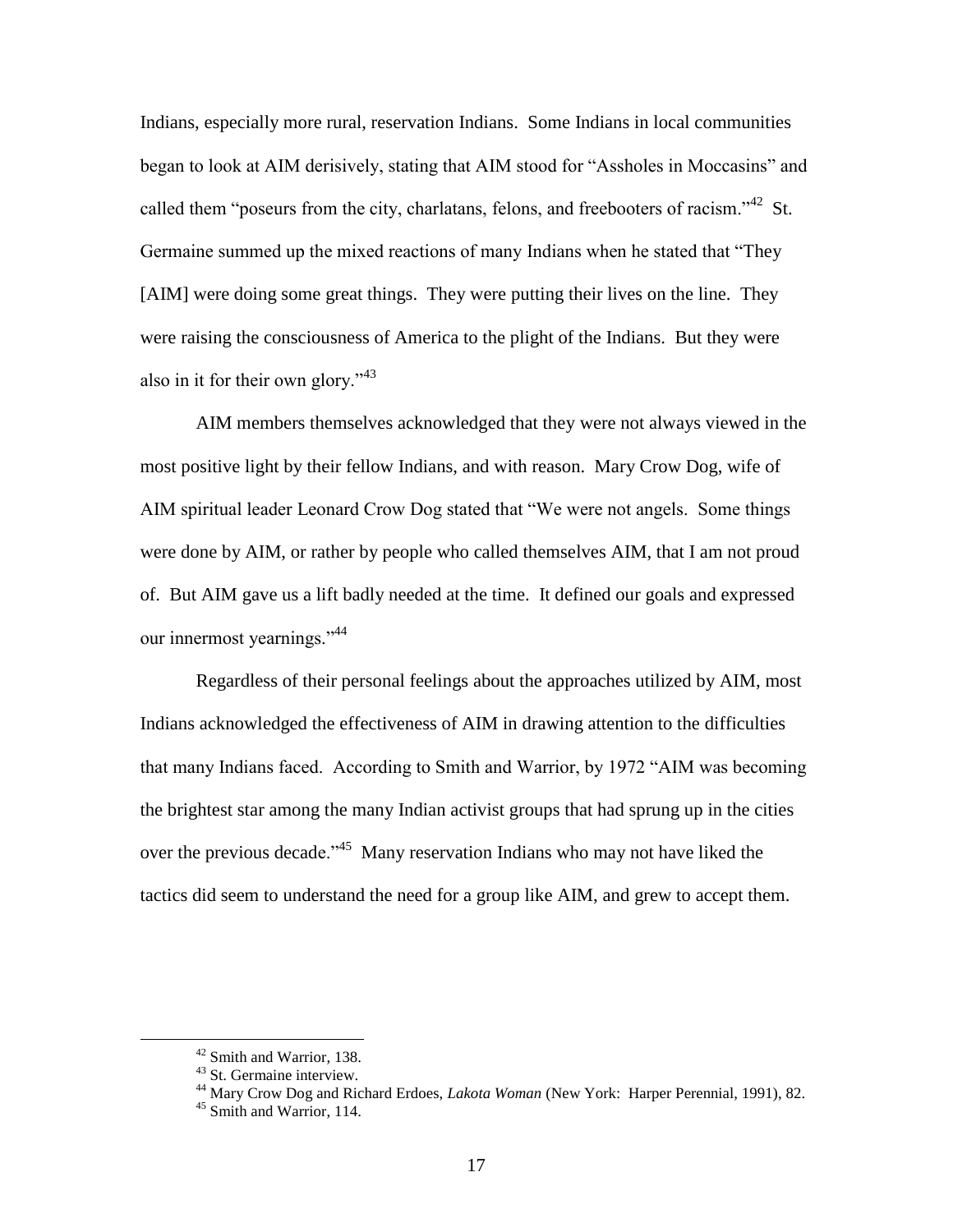Indians, especially more rural, reservation Indians. Some Indians in local communities began to look at AIM derisively, stating that AIM stood for "Assholes in Moccasins" and called them "poseurs from the city, charlatans, felons, and freebooters of racism."[42] St. Germaine summed up the mixed reactions of many Indians when he stated that "They [AIM] were doing some great things. They were putting their lives on the line. They were raising the consciousness of America to the plight of the Indians. But they were also in it for their own glory."[43]

AIM members themselves acknowledged that they were not always viewed in the most positive light by their fellow Indians, and with reason. Mary Crow Dog, wife of AIM spiritual leader Leonard Crow Dog stated that "We were not angels. Some things were done by AIM, or rather by people who called themselves AIM, that I am not proud of. But AIM gave us a lift badly needed at the time. It defined our goals and expressed our innermost yearnings."[44]

Regardless of their personal feelings about the approaches utilized by AIM, most Indians acknowledged the effectiveness of AIM in drawing attention to the difficulties that many Indians faced. According to Smith and Warrior, by 1972 "AIM was becoming the brightest star among the many Indian activist groups that had sprung up in the cities over the previous decade."[45] Many reservation Indians who may not have liked the tactics did seem to understand the need for a group like AIM, and grew to accept them.

---

[42] Smith and Warrior, 138.

[43] St. Germaine interview.

[44] Mary Crow Dog and Richard Erdoes, *Lakota Woman* (New York: Harper Perennial, 1991), 82.

[45] Smith and Warrior, 114.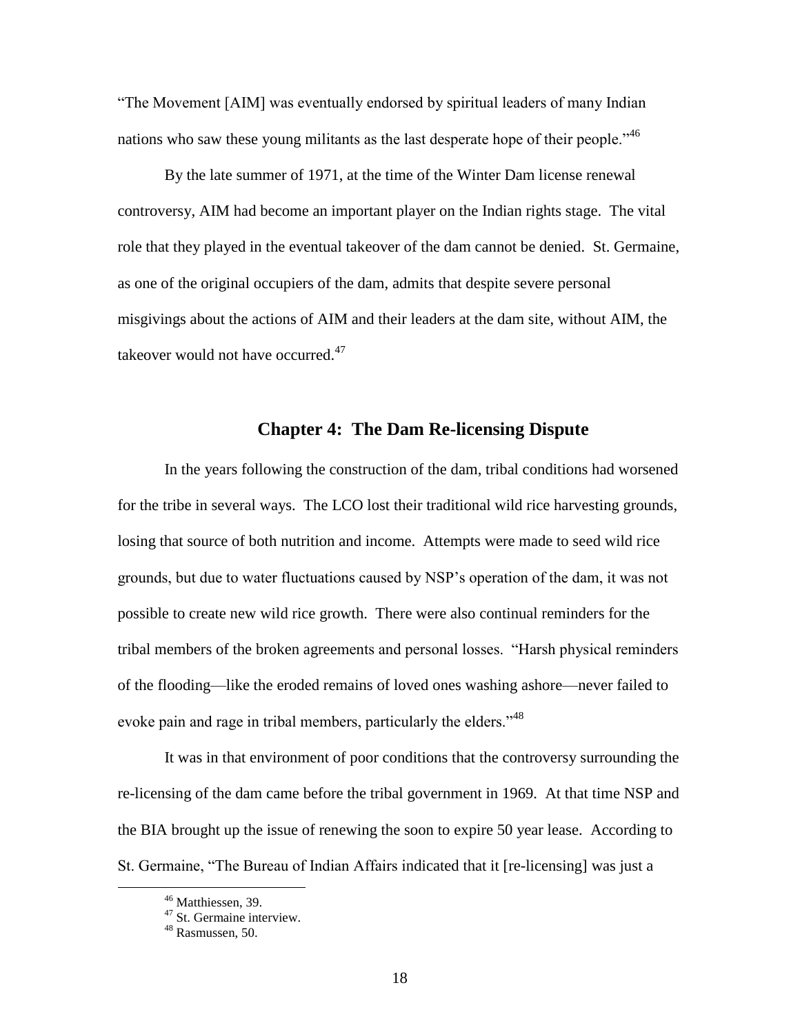"The Movement [AIM] was eventually endorsed by spiritual leaders of many Indian nations who saw these young militants as the last desperate hope of their people."[46]

By the late summer of 1971, at the time of the Winter Dam license renewal controversy, AIM had become an important player on the Indian rights stage. The vital role that they played in the eventual takeover of the dam cannot be denied. St. Germaine, as one of the original occupiers of the dam, admits that despite severe personal misgivings about the actions of AIM and their leaders at the dam site, without AIM, the takeover would not have occurred.[47]

## Chapter 4: The Dam Re-licensing Dispute

In the years following the construction of the dam, tribal conditions had worsened for the tribe in several ways. The LCO lost their traditional wild rice harvesting grounds, losing that source of both nutrition and income. Attempts were made to seed wild rice grounds, but due to water fluctuations caused by NSP's operation of the dam, it was not possible to create new wild rice growth. There were also continual reminders for the tribal members of the broken agreements and personal losses. "Harsh physical reminders of the flooding—like the eroded remains of loved ones washing ashore—never failed to evoke pain and rage in tribal members, particularly the elders."[48]

It was in that environment of poor conditions that the controversy surrounding the re-licensing of the dam came before the tribal government in 1969. At that time NSP and the BIA brought up the issue of renewing the soon to expire 50 year lease. According to St. Germaine, "The Bureau of Indian Affairs indicated that it [re-licensing] was just a

---

[46] Matthiessen, 39.

[47] St. Germaine interview.

[48] Rasmussen, 50.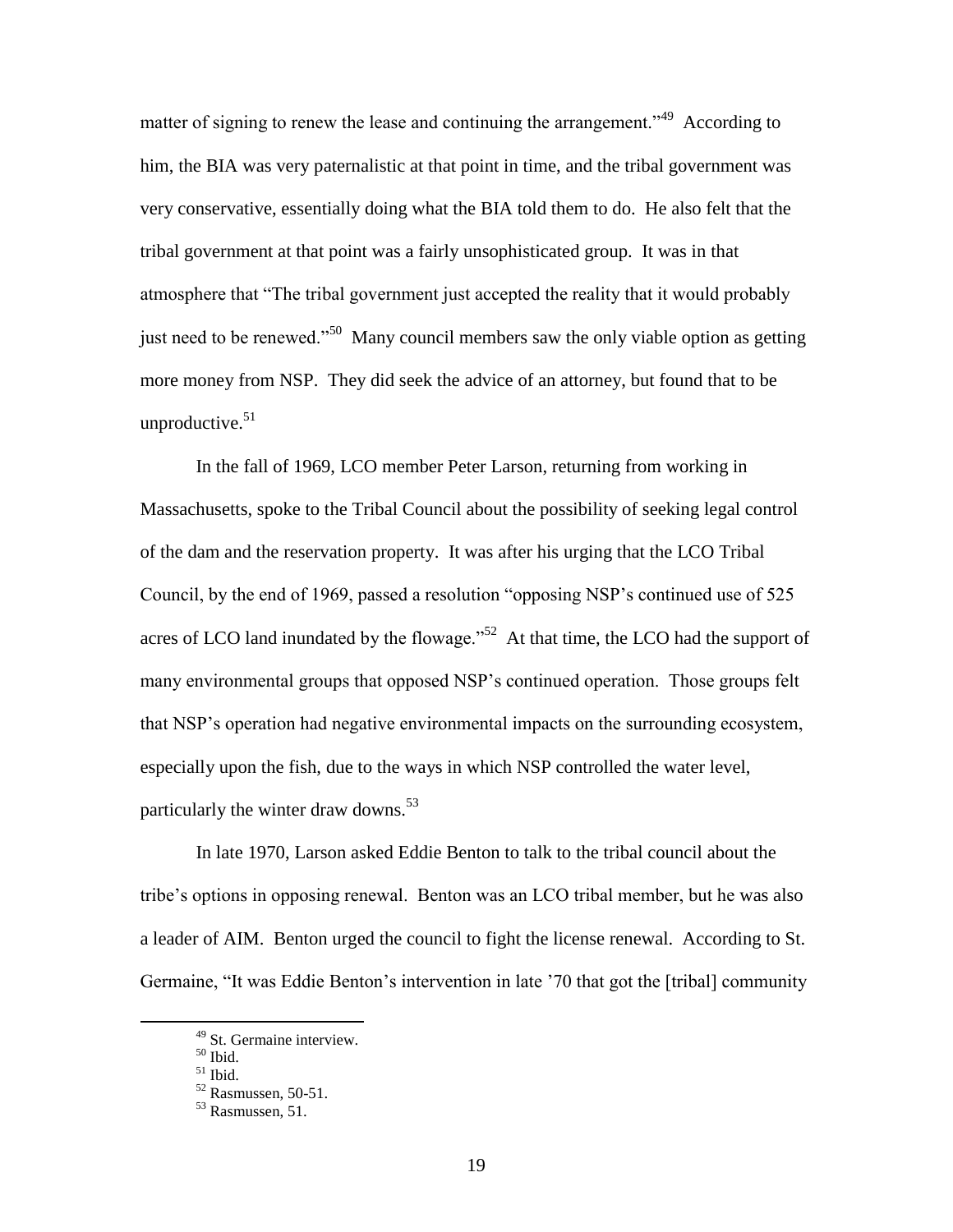matter of signing to renew the lease and continuing the arrangement."[49] According to him, the BIA was very paternalistic at that point in time, and the tribal government was very conservative, essentially doing what the BIA told them to do. He also felt that the tribal government at that point was a fairly unsophisticated group. It was in that atmosphere that "The tribal government just accepted the reality that it would probably just need to be renewed."[50] Many council members saw the only viable option as getting more money from NSP. They did seek the advice of an attorney, but found that to be unproductive.[51]

In the fall of 1969, LCO member Peter Larson, returning from working in Massachusetts, spoke to the Tribal Council about the possibility of seeking legal control of the dam and the reservation property. It was after his urging that the LCO Tribal Council, by the end of 1969, passed a resolution "opposing NSP's continued use of 525 acres of LCO land inundated by the flowage."[52] At that time, the LCO had the support of many environmental groups that opposed NSP's continued operation. Those groups felt that NSP's operation had negative environmental impacts on the surrounding ecosystem, especially upon the fish, due to the ways in which NSP controlled the water level, particularly the winter draw downs.[53]

In late 1970, Larson asked Eddie Benton to talk to the tribal council about the tribe's options in opposing renewal. Benton was an LCO tribal member, but he was also a leader of AIM. Benton urged the council to fight the license renewal. According to St. Germaine, "It was Eddie Benton's intervention in late '70 that got the [tribal] community

---

[49] St. Germaine interview.

[50] Ibid.

[51] Ibid.

[52] Rasmussen, 50-51.

[53] Rasmussen, 51.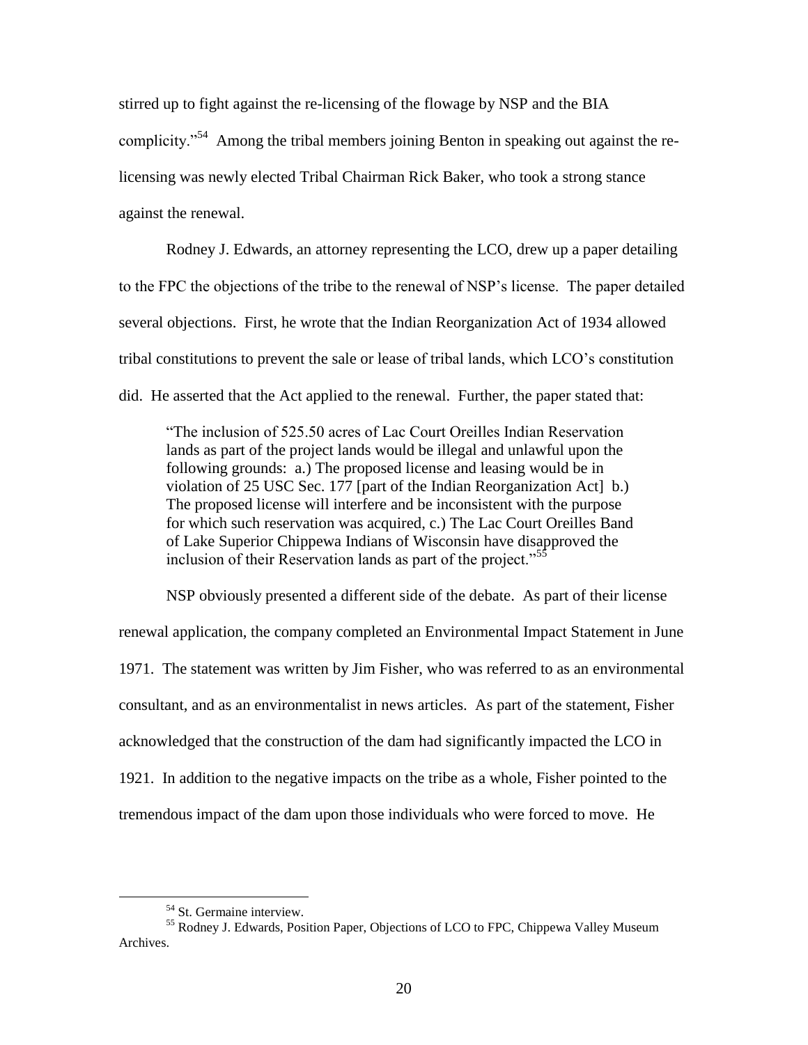stirred up to fight against the re-licensing of the flowage by NSP and the BIA complicity."[54] Among the tribal members joining Benton in speaking out against the re-licensing was newly elected Tribal Chairman Rick Baker, who took a strong stance against the renewal.

Rodney J. Edwards, an attorney representing the LCO, drew up a paper detailing to the FPC the objections of the tribe to the renewal of NSP's license. The paper detailed several objections. First, he wrote that the Indian Reorganization Act of 1934 allowed tribal constitutions to prevent the sale or lease of tribal lands, which LCO's constitution did. He asserted that the Act applied to the renewal. Further, the paper stated that:

> "The inclusion of 525.50 acres of Lac Court Oreilles Indian Reservation lands as part of the project lands would be illegal and unlawful upon the following grounds: a.) The proposed license and leasing would be in violation of 25 USC Sec. 177 [part of the Indian Reorganization Act] b.) The proposed license will interfere and be inconsistent with the purpose for which such reservation was acquired, c.) The Lac Court Oreilles Band of Lake Superior Chippewa Indians of Wisconsin have disapproved the inclusion of their Reservation lands as part of the project."[55]

NSP obviously presented a different side of the debate. As part of their license renewal application, the company completed an Environmental Impact Statement in June 1971. The statement was written by Jim Fisher, who was referred to as an environmental consultant, and as an environmentalist in news articles. As part of the statement, Fisher acknowledged that the construction of the dam had significantly impacted the LCO in 1921. In addition to the negative impacts on the tribe as a whole, Fisher pointed to the tremendous impact of the dam upon those individuals who were forced to move. He

---

[54] St. Germaine interview.

[55] Rodney J. Edwards, Position Paper, Objections of LCO to FPC, Chippewa Valley Museum Archives.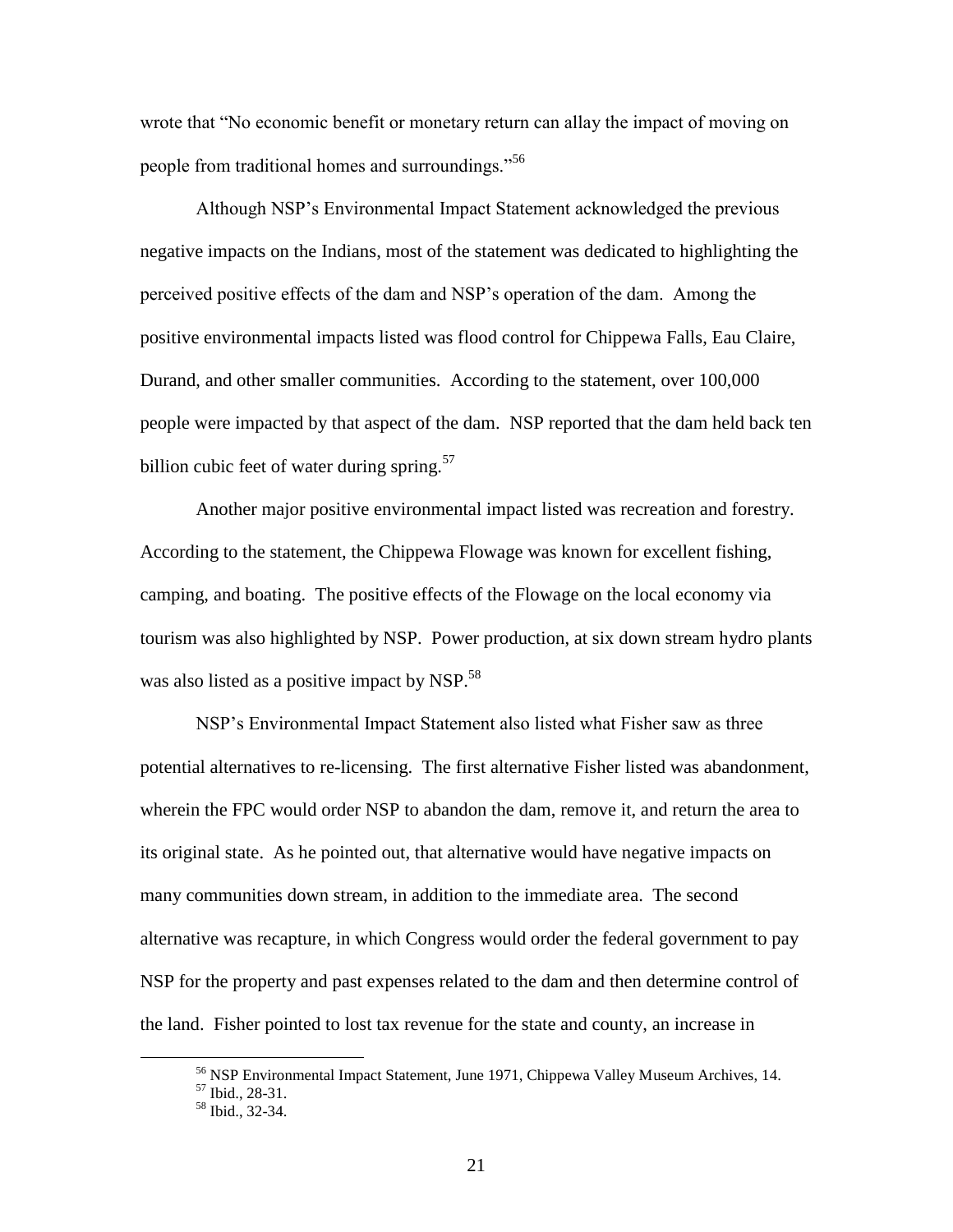wrote that "No economic benefit or monetary return can allay the impact of moving on people from traditional homes and surroundings."[56]

Although NSP's Environmental Impact Statement acknowledged the previous negative impacts on the Indians, most of the statement was dedicated to highlighting the perceived positive effects of the dam and NSP's operation of the dam. Among the positive environmental impacts listed was flood control for Chippewa Falls, Eau Claire, Durand, and other smaller communities. According to the statement, over 100,000 people were impacted by that aspect of the dam. NSP reported that the dam held back ten billion cubic feet of water during spring.[57]

Another major positive environmental impact listed was recreation and forestry. According to the statement, the Chippewa Flowage was known for excellent fishing, camping, and boating. The positive effects of the Flowage on the local economy via tourism was also highlighted by NSP. Power production, at six down stream hydro plants was also listed as a positive impact by NSP.[58]

NSP's Environmental Impact Statement also listed what Fisher saw as three potential alternatives to re-licensing. The first alternative Fisher listed was abandonment, wherein the FPC would order NSP to abandon the dam, remove it, and return the area to its original state. As he pointed out, that alternative would have negative impacts on many communities down stream, in addition to the immediate area. The second alternative was recapture, in which Congress would order the federal government to pay NSP for the property and past expenses related to the dam and then determine control of the land. Fisher pointed to lost tax revenue for the state and county, an increase in

[56] NSP Environmental Impact Statement, June 1971, Chippewa Valley Museum Archives, 14.

[57] Ibid., 28-31.

[58] Ibid., 32-34.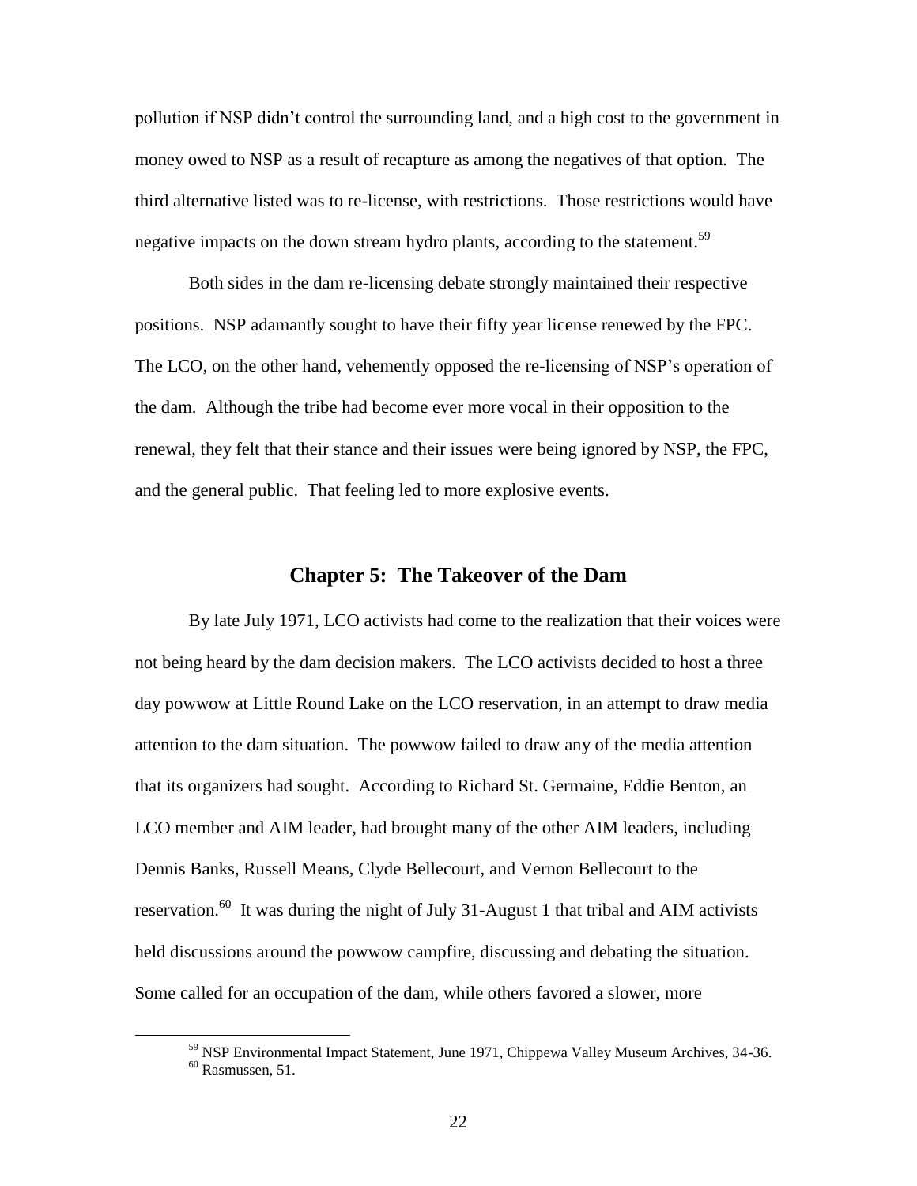pollution if NSP didn't control the surrounding land, and a high cost to the government in money owed to NSP as a result of recapture as among the negatives of that option. The third alternative listed was to re-license, with restrictions. Those restrictions would have negative impacts on the down stream hydro plants, according to the statement.[59]

Both sides in the dam re-licensing debate strongly maintained their respective positions. NSP adamantly sought to have their fifty year license renewed by the FPC. The LCO, on the other hand, vehemently opposed the re-licensing of NSP's operation of the dam. Although the tribe had become ever more vocal in their opposition to the renewal, they felt that their stance and their issues were being ignored by NSP, the FPC, and the general public. That feeling led to more explosive events.

## Chapter 5: The Takeover of the Dam

By late July 1971, LCO activists had come to the realization that their voices were not being heard by the dam decision makers. The LCO activists decided to host a three day powwow at Little Round Lake on the LCO reservation, in an attempt to draw media attention to the dam situation. The powwow failed to draw any of the media attention that its organizers had sought. According to Richard St. Germaine, Eddie Benton, an LCO member and AIM leader, had brought many of the other AIM leaders, including Dennis Banks, Russell Means, Clyde Bellecourt, and Vernon Bellecourt to the reservation.[60] It was during the night of July 31-August 1 that tribal and AIM activists held discussions around the powwow campfire, discussing and debating the situation. Some called for an occupation of the dam, while others favored a slower, more

[59] NSP Environmental Impact Statement, June 1971, Chippewa Valley Museum Archives, 34-36.

[60] Rasmussen, 51.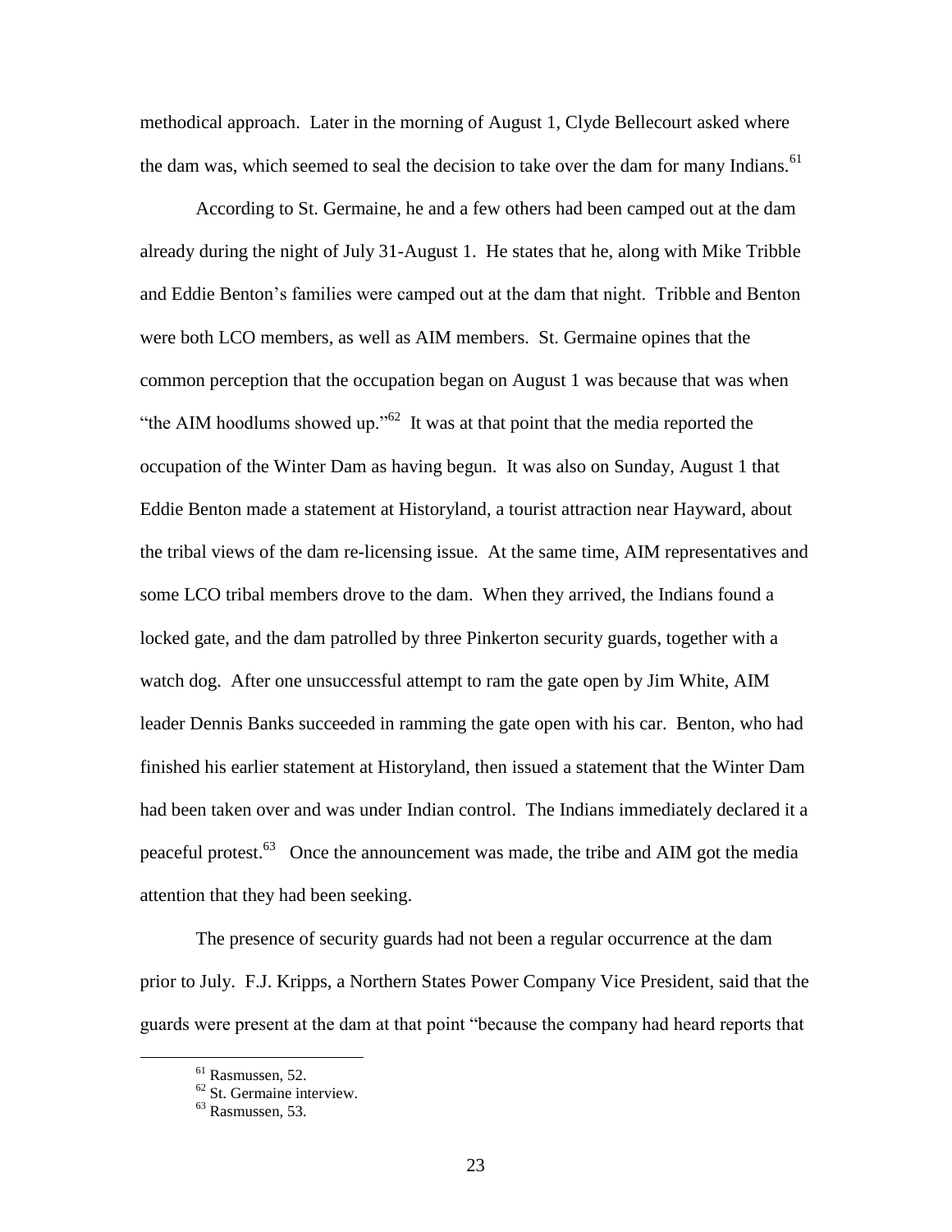methodical approach. Later in the morning of August 1, Clyde Bellecourt asked where the dam was, which seemed to seal the decision to take over the dam for many Indians.[61]

According to St. Germaine, he and a few others had been camped out at the dam already during the night of July 31-August 1. He states that he, along with Mike Tribble and Eddie Benton's families were camped out at the dam that night. Tribble and Benton were both LCO members, as well as AIM members. St. Germaine opines that the common perception that the occupation began on August 1 was because that was when "the AIM hoodlums showed up."[62] It was at that point that the media reported the occupation of the Winter Dam as having begun. It was also on Sunday, August 1 that Eddie Benton made a statement at Historyland, a tourist attraction near Hayward, about the tribal views of the dam re-licensing issue. At the same time, AIM representatives and some LCO tribal members drove to the dam. When they arrived, the Indians found a locked gate, and the dam patrolled by three Pinkerton security guards, together with a watch dog. After one unsuccessful attempt to ram the gate open by Jim White, AIM leader Dennis Banks succeeded in ramming the gate open with his car. Benton, who had finished his earlier statement at Historyland, then issued a statement that the Winter Dam had been taken over and was under Indian control. The Indians immediately declared it a peaceful protest.[63] Once the announcement was made, the tribe and AIM got the media attention that they had been seeking.

The presence of security guards had not been a regular occurrence at the dam prior to July. F.J. Kripps, a Northern States Power Company Vice President, said that the guards were present at the dam at that point "because the company had heard reports that

[61] Rasmussen, 52.
[62] St. Germaine interview.
[63] Rasmussen, 53.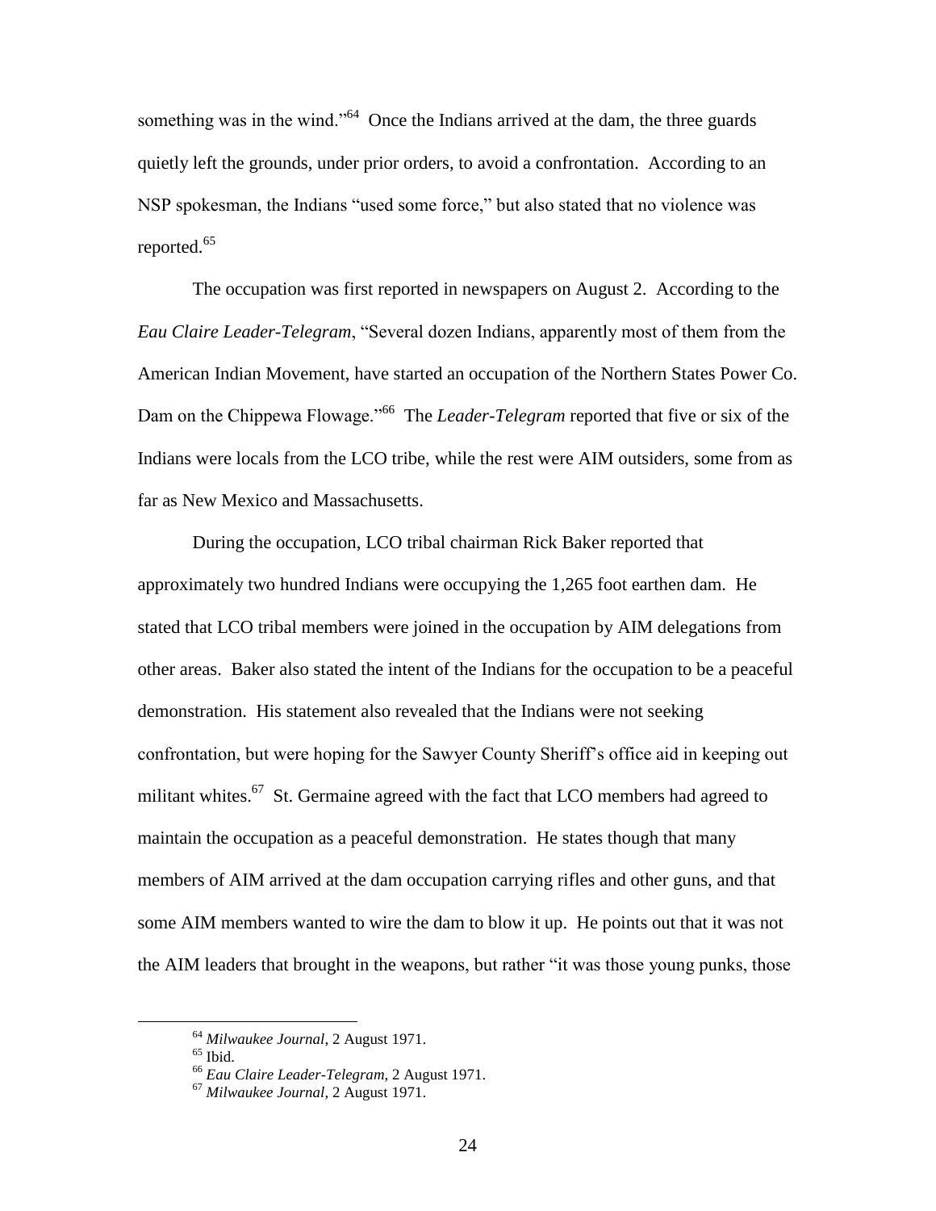something was in the wind."[64] Once the Indians arrived at the dam, the three guards quietly left the grounds, under prior orders, to avoid a confrontation. According to an NSP spokesman, the Indians "used some force," but also stated that no violence was reported.[65]

The occupation was first reported in newspapers on August 2. According to the *Eau Claire Leader-Telegram*, "Several dozen Indians, apparently most of them from the American Indian Movement, have started an occupation of the Northern States Power Co. Dam on the Chippewa Flowage."[66] The *Leader-Telegram* reported that five or six of the Indians were locals from the LCO tribe, while the rest were AIM outsiders, some from as far as New Mexico and Massachusetts.

During the occupation, LCO tribal chairman Rick Baker reported that approximately two hundred Indians were occupying the 1,265 foot earthen dam. He stated that LCO tribal members were joined in the occupation by AIM delegations from other areas. Baker also stated the intent of the Indians for the occupation to be a peaceful demonstration. His statement also revealed that the Indians were not seeking confrontation, but were hoping for the Sawyer County Sheriff's office aid in keeping out militant whites.[67] St. Germaine agreed with the fact that LCO members had agreed to maintain the occupation as a peaceful demonstration. He states though that many members of AIM arrived at the dam occupation carrying rifles and other guns, and that some AIM members wanted to wire the dam to blow it up. He points out that it was not the AIM leaders that brought in the weapons, but rather "it was those young punks, those

---

[64] *Milwaukee Journal*, 2 August 1971.

[65] Ibid.

[66] *Eau Claire Leader-Telegram*, 2 August 1971.

[67] *Milwaukee Journal*, 2 August 1971.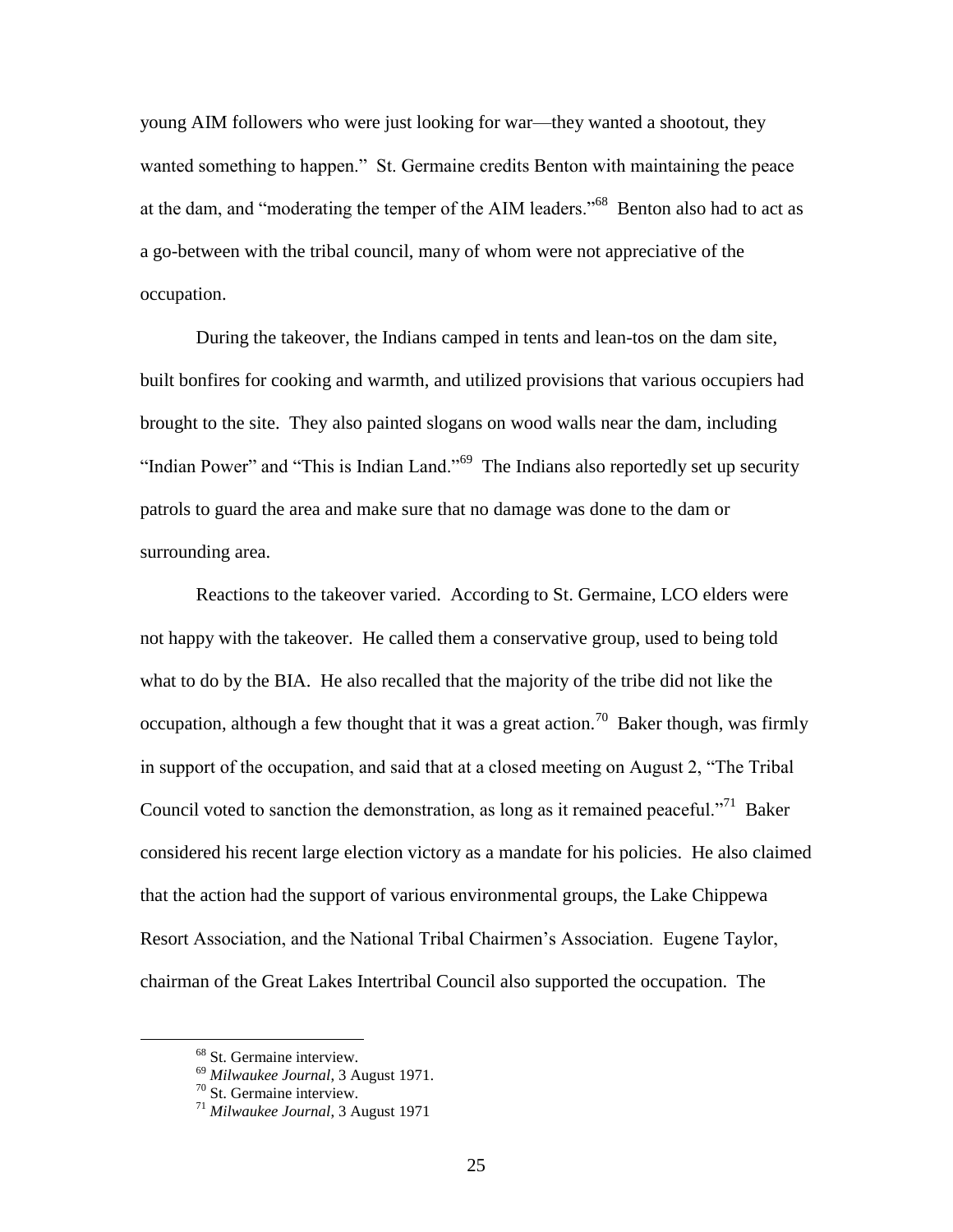young AIM followers who were just looking for war—they wanted a shootout, they wanted something to happen." St. Germaine credits Benton with maintaining the peace at the dam, and "moderating the temper of the AIM leaders."[68] Benton also had to act as a go-between with the tribal council, many of whom were not appreciative of the occupation.

During the takeover, the Indians camped in tents and lean-tos on the dam site, built bonfires for cooking and warmth, and utilized provisions that various occupiers had brought to the site. They also painted slogans on wood walls near the dam, including "Indian Power" and "This is Indian Land."[69] The Indians also reportedly set up security patrols to guard the area and make sure that no damage was done to the dam or surrounding area.

Reactions to the takeover varied. According to St. Germaine, LCO elders were not happy with the takeover. He called them a conservative group, used to being told what to do by the BIA. He also recalled that the majority of the tribe did not like the occupation, although a few thought that it was a great action.[70] Baker though, was firmly in support of the occupation, and said that at a closed meeting on August 2, "The Tribal Council voted to sanction the demonstration, as long as it remained peaceful."[71] Baker considered his recent large election victory as a mandate for his policies. He also claimed that the action had the support of various environmental groups, the Lake Chippewa Resort Association, and the National Tribal Chairmen's Association. Eugene Taylor, chairman of the Great Lakes Intertribal Council also supported the occupation. The

---

[68] St. Germaine interview.

[69] *Milwaukee Journal*, 3 August 1971.

[70] St. Germaine interview.

[71] *Milwaukee Journal*, 3 August 1971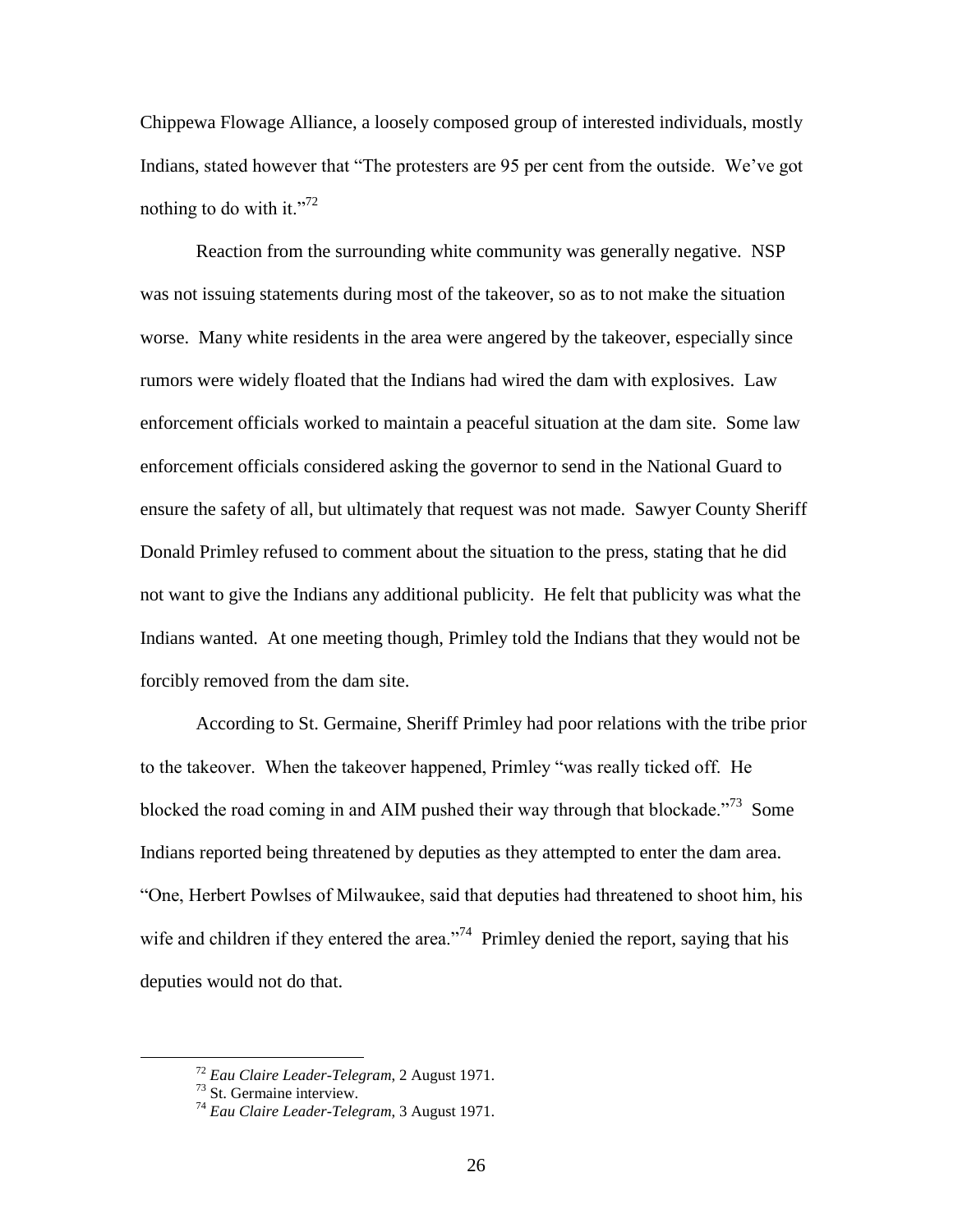Chippewa Flowage Alliance, a loosely composed group of interested individuals, mostly Indians, stated however that "The protesters are 95 per cent from the outside. We've got nothing to do with it."[72]

Reaction from the surrounding white community was generally negative. NSP was not issuing statements during most of the takeover, so as to not make the situation worse. Many white residents in the area were angered by the takeover, especially since rumors were widely floated that the Indians had wired the dam with explosives. Law enforcement officials worked to maintain a peaceful situation at the dam site. Some law enforcement officials considered asking the governor to send in the National Guard to ensure the safety of all, but ultimately that request was not made. Sawyer County Sheriff Donald Primley refused to comment about the situation to the press, stating that he did not want to give the Indians any additional publicity. He felt that publicity was what the Indians wanted. At one meeting though, Primley told the Indians that they would not be forcibly removed from the dam site.

According to St. Germaine, Sheriff Primley had poor relations with the tribe prior to the takeover. When the takeover happened, Primley "was really ticked off. He blocked the road coming in and AIM pushed their way through that blockade."[73] Some Indians reported being threatened by deputies as they attempted to enter the dam area. "One, Herbert Powlses of Milwaukee, said that deputies had threatened to shoot him, his wife and children if they entered the area."[74] Primley denied the report, saying that his deputies would not do that.

---

[72] *Eau Claire Leader-Telegram*, 2 August 1971.

[73] St. Germaine interview.

[74] *Eau Claire Leader-Telegram*, 3 August 1971.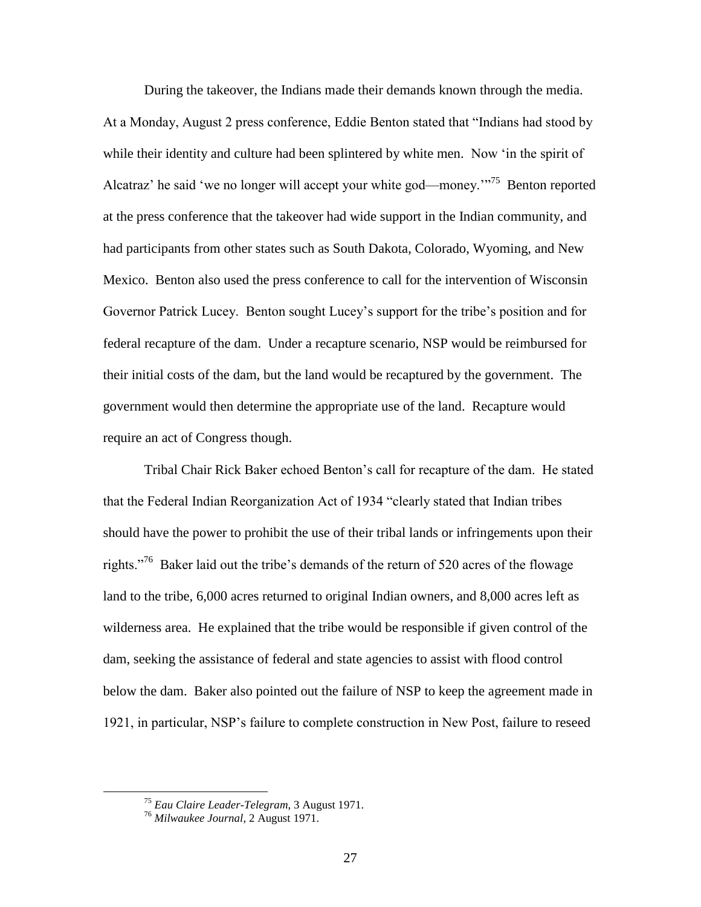During the takeover, the Indians made their demands known through the media. At a Monday, August 2 press conference, Eddie Benton stated that "Indians had stood by while their identity and culture had been splintered by white men. Now 'in the spirit of Alcatraz' he said 'we no longer will accept your white god—money.'"[75] Benton reported at the press conference that the takeover had wide support in the Indian community, and had participants from other states such as South Dakota, Colorado, Wyoming, and New Mexico. Benton also used the press conference to call for the intervention of Wisconsin Governor Patrick Lucey. Benton sought Lucey's support for the tribe's position and for federal recapture of the dam. Under a recapture scenario, NSP would be reimbursed for their initial costs of the dam, but the land would be recaptured by the government. The government would then determine the appropriate use of the land. Recapture would require an act of Congress though.

Tribal Chair Rick Baker echoed Benton's call for recapture of the dam. He stated that the Federal Indian Reorganization Act of 1934 "clearly stated that Indian tribes should have the power to prohibit the use of their tribal lands or infringements upon their rights."[76] Baker laid out the tribe's demands of the return of 520 acres of the flowage land to the tribe, 6,000 acres returned to original Indian owners, and 8,000 acres left as wilderness area. He explained that the tribe would be responsible if given control of the dam, seeking the assistance of federal and state agencies to assist with flood control below the dam. Baker also pointed out the failure of NSP to keep the agreement made in 1921, in particular, NSP's failure to complete construction in New Post, failure to reseed

[75] *Eau Claire Leader-Telegram*, 3 August 1971.

[76] *Milwaukee Journal*, 2 August 1971.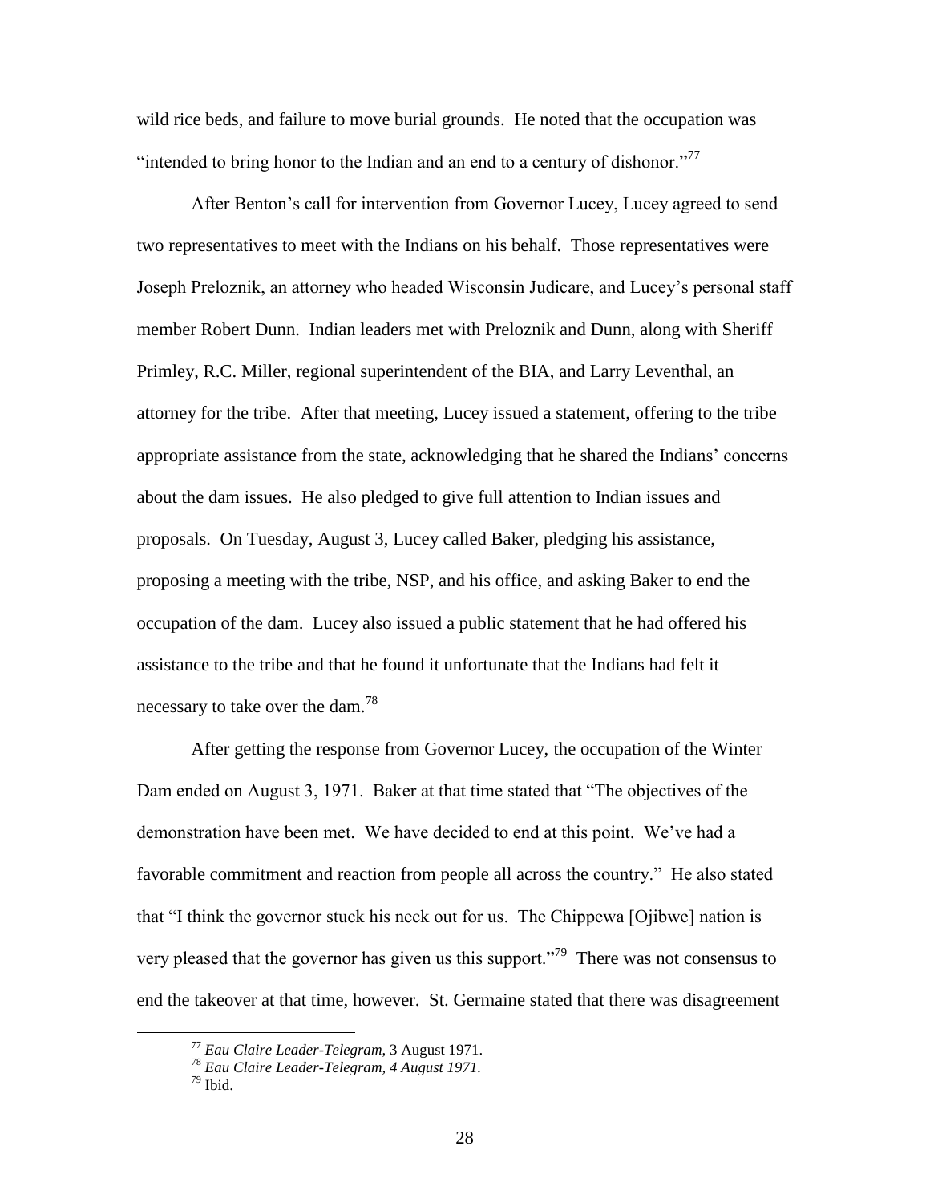wild rice beds, and failure to move burial grounds. He noted that the occupation was "intended to bring honor to the Indian and an end to a century of dishonor."[77]

After Benton's call for intervention from Governor Lucey, Lucey agreed to send two representatives to meet with the Indians on his behalf. Those representatives were Joseph Preloznik, an attorney who headed Wisconsin Judicare, and Lucey's personal staff member Robert Dunn. Indian leaders met with Preloznik and Dunn, along with Sheriff Primley, R.C. Miller, regional superintendent of the BIA, and Larry Leventhal, an attorney for the tribe. After that meeting, Lucey issued a statement, offering to the tribe appropriate assistance from the state, acknowledging that he shared the Indians' concerns about the dam issues. He also pledged to give full attention to Indian issues and proposals. On Tuesday, August 3, Lucey called Baker, pledging his assistance, proposing a meeting with the tribe, NSP, and his office, and asking Baker to end the occupation of the dam. Lucey also issued a public statement that he had offered his assistance to the tribe and that he found it unfortunate that the Indians had felt it necessary to take over the dam.[78]

After getting the response from Governor Lucey, the occupation of the Winter Dam ended on August 3, 1971. Baker at that time stated that "The objectives of the demonstration have been met. We have decided to end at this point. We've had a favorable commitment and reaction from people all across the country." He also stated that "I think the governor stuck his neck out for us. The Chippewa [Ojibwe] nation is very pleased that the governor has given us this support."[79] There was not consensus to end the takeover at that time, however. St. Germaine stated that there was disagreement

---

[77] *Eau Claire Leader-Telegram*, 3 August 1971.

[78] *Eau Claire Leader-Telegram, 4 August 1971.*

[79] Ibid.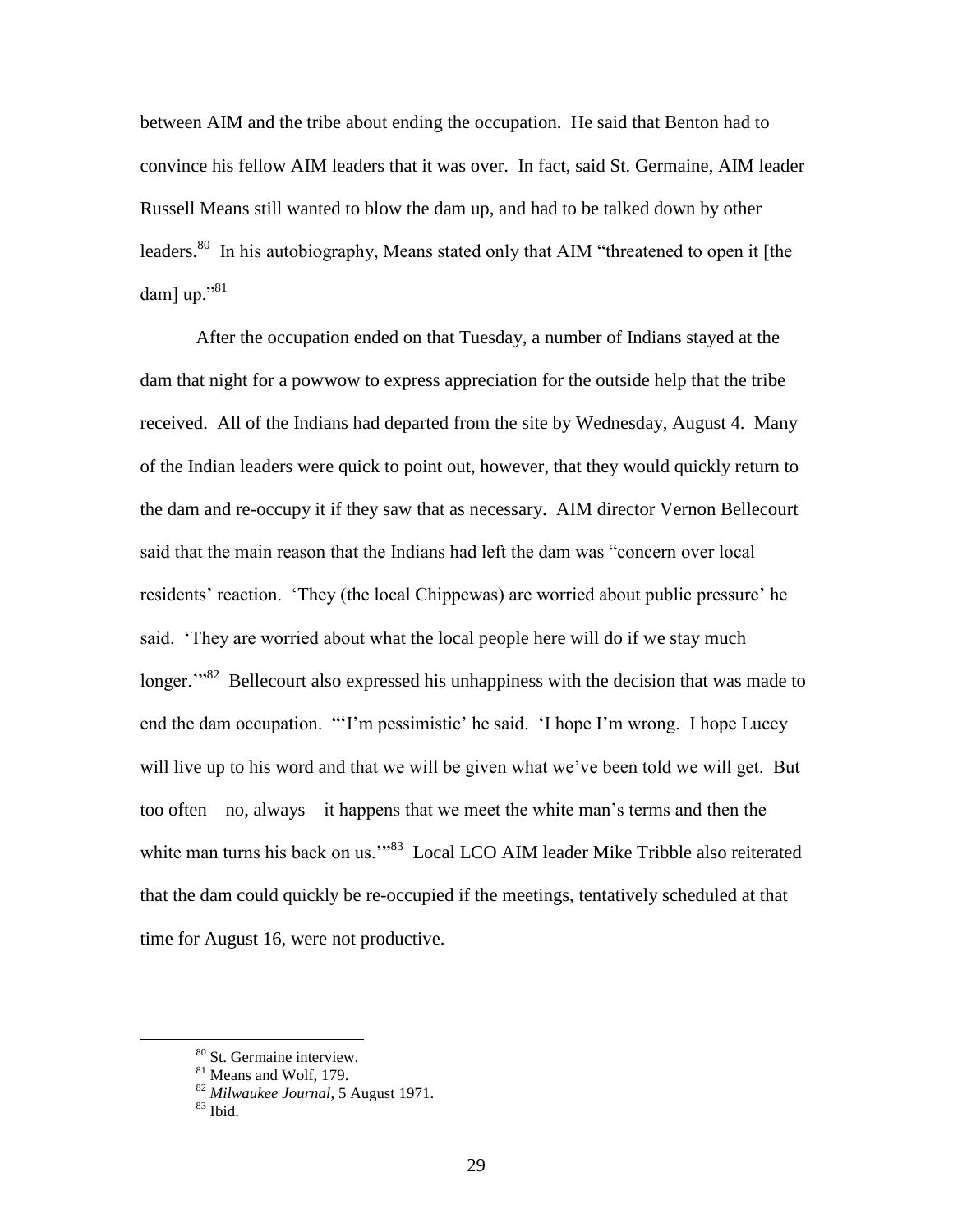between AIM and the tribe about ending the occupation. He said that Benton had to convince his fellow AIM leaders that it was over. In fact, said St. Germaine, AIM leader Russell Means still wanted to blow the dam up, and had to be talked down by other leaders.[80] In his autobiography, Means stated only that AIM "threatened to open it [the dam] up."[81]

After the occupation ended on that Tuesday, a number of Indians stayed at the dam that night for a powwow to express appreciation for the outside help that the tribe received. All of the Indians had departed from the site by Wednesday, August 4. Many of the Indian leaders were quick to point out, however, that they would quickly return to the dam and re-occupy it if they saw that as necessary. AIM director Vernon Bellecourt said that the main reason that the Indians had left the dam was "concern over local residents' reaction. 'They (the local Chippewas) are worried about public pressure' he said. 'They are worried about what the local people here will do if we stay much longer.'"[82] Bellecourt also expressed his unhappiness with the decision that was made to end the dam occupation. "'I'm pessimistic' he said. 'I hope I'm wrong. I hope Lucey will live up to his word and that we will be given what we've been told we will get. But too often—no, always—it happens that we meet the white man's terms and then the white man turns his back on us.'"[83] Local LCO AIM leader Mike Tribble also reiterated that the dam could quickly be re-occupied if the meetings, tentatively scheduled at that time for August 16, were not productive.

---

[80] St. Germaine interview.

[81] Means and Wolf, 179.

[82] *Milwaukee Journal*, 5 August 1971.

[83] Ibid.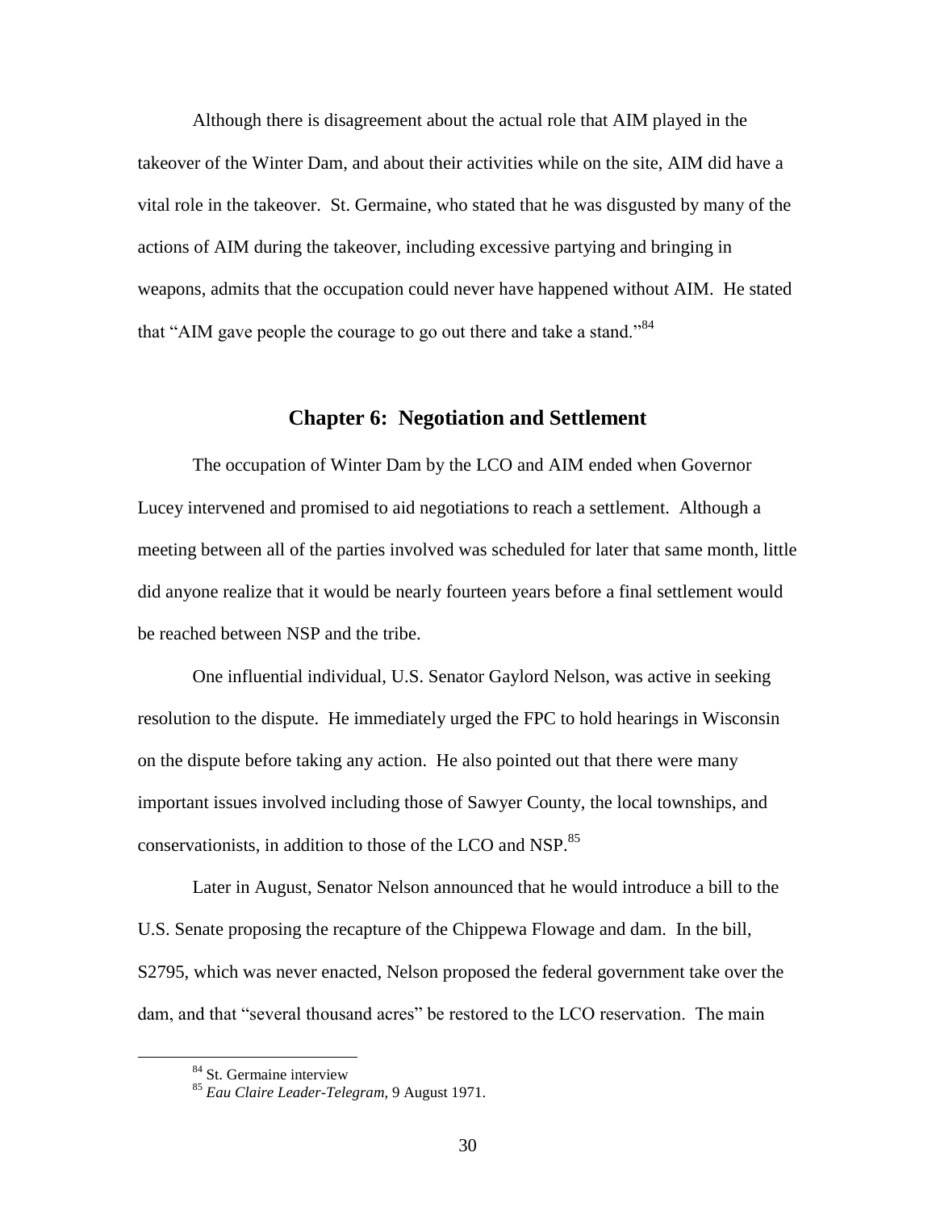Although there is disagreement about the actual role that AIM played in the takeover of the Winter Dam, and about their activities while on the site, AIM did have a vital role in the takeover. St. Germaine, who stated that he was disgusted by many of the actions of AIM during the takeover, including excessive partying and bringing in weapons, admits that the occupation could never have happened without AIM. He stated that "AIM gave people the courage to go out there and take a stand."[84]

## Chapter 6: Negotiation and Settlement

The occupation of Winter Dam by the LCO and AIM ended when Governor Lucey intervened and promised to aid negotiations to reach a settlement. Although a meeting between all of the parties involved was scheduled for later that same month, little did anyone realize that it would be nearly fourteen years before a final settlement would be reached between NSP and the tribe.

One influential individual, U.S. Senator Gaylord Nelson, was active in seeking resolution to the dispute. He immediately urged the FPC to hold hearings in Wisconsin on the dispute before taking any action. He also pointed out that there were many important issues involved including those of Sawyer County, the local townships, and conservationists, in addition to those of the LCO and NSP.[85]

Later in August, Senator Nelson announced that he would introduce a bill to the U.S. Senate proposing the recapture of the Chippewa Flowage and dam. In the bill, S2795, which was never enacted, Nelson proposed the federal government take over the dam, and that "several thousand acres" be restored to the LCO reservation. The main

---

[84] St. Germaine interview

[85] *Eau Claire Leader-Telegram*, 9 August 1971.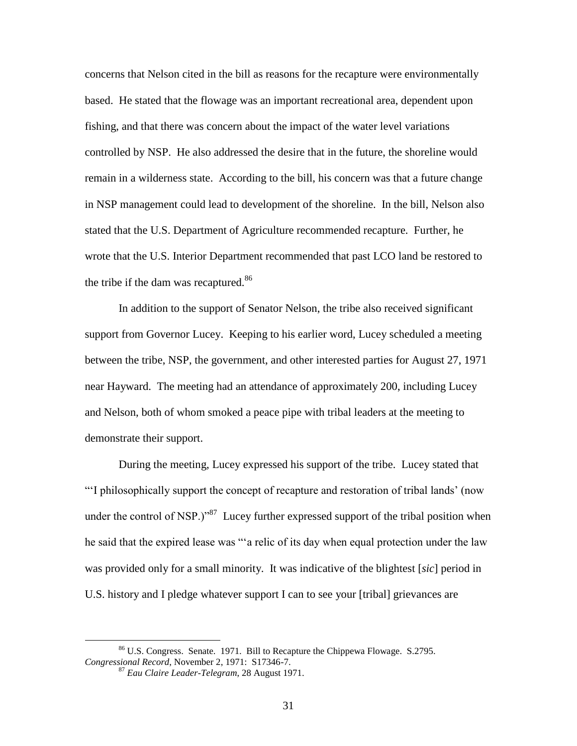concerns that Nelson cited in the bill as reasons for the recapture were environmentally based. He stated that the flowage was an important recreational area, dependent upon fishing, and that there was concern about the impact of the water level variations controlled by NSP. He also addressed the desire that in the future, the shoreline would remain in a wilderness state. According to the bill, his concern was that a future change in NSP management could lead to development of the shoreline. In the bill, Nelson also stated that the U.S. Department of Agriculture recommended recapture. Further, he wrote that the U.S. Interior Department recommended that past LCO land be restored to the tribe if the dam was recaptured.[86]

In addition to the support of Senator Nelson, the tribe also received significant support from Governor Lucey. Keeping to his earlier word, Lucey scheduled a meeting between the tribe, NSP, the government, and other interested parties for August 27, 1971 near Hayward. The meeting had an attendance of approximately 200, including Lucey and Nelson, both of whom smoked a peace pipe with tribal leaders at the meeting to demonstrate their support.

During the meeting, Lucey expressed his support of the tribe. Lucey stated that "'I philosophically support the concept of recapture and restoration of tribal lands' (now under the control of NSP.)"[87] Lucey further expressed support of the tribal position when he said that the expired lease was "'a relic of its day when equal protection under the law was provided only for a small minority. It was indicative of the blightest [*sic*] period in U.S. history and I pledge whatever support I can to see your [tribal] grievances are

---

[86] U.S. Congress. Senate. 1971. Bill to Recapture the Chippewa Flowage. S.2795. *Congressional Record*, November 2, 1971: S17346-7.

[87] *Eau Claire Leader-Telegram*, 28 August 1971.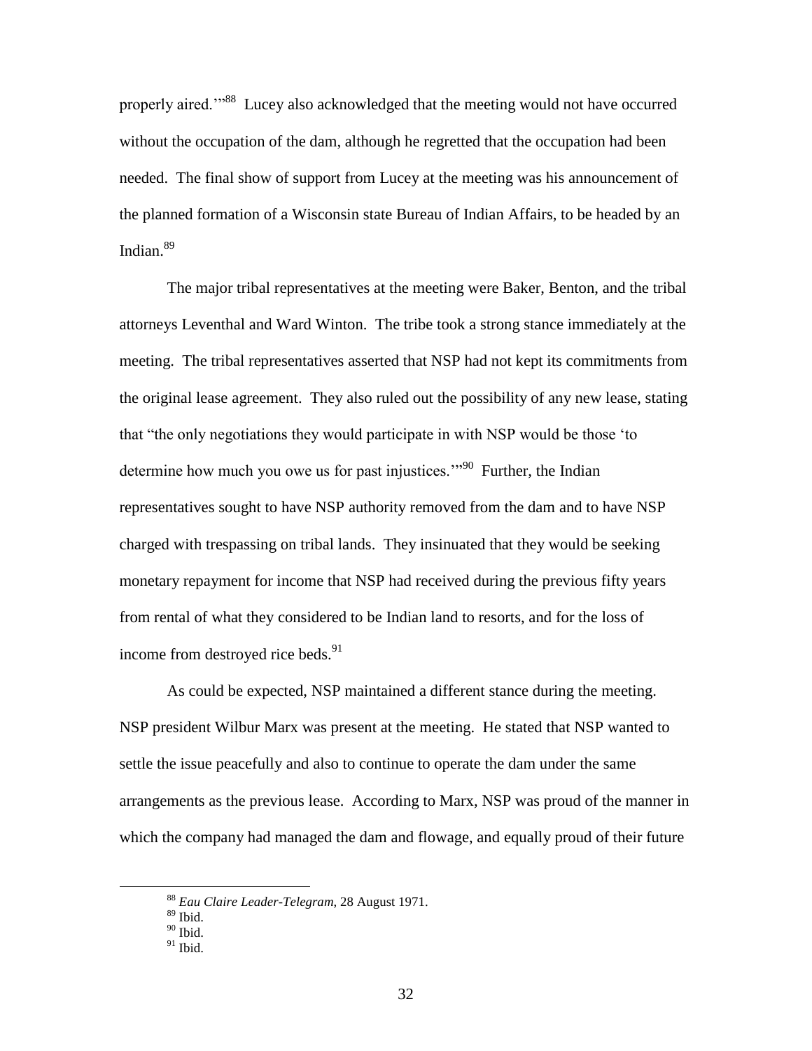properly aired.'"[88] Lucey also acknowledged that the meeting would not have occurred without the occupation of the dam, although he regretted that the occupation had been needed. The final show of support from Lucey at the meeting was his announcement of the planned formation of a Wisconsin state Bureau of Indian Affairs, to be headed by an Indian.[89]

The major tribal representatives at the meeting were Baker, Benton, and the tribal attorneys Leventhal and Ward Winton. The tribe took a strong stance immediately at the meeting. The tribal representatives asserted that NSP had not kept its commitments from the original lease agreement. They also ruled out the possibility of any new lease, stating that "the only negotiations they would participate in with NSP would be those 'to determine how much you owe us for past injustices.'"[90] Further, the Indian representatives sought to have NSP authority removed from the dam and to have NSP charged with trespassing on tribal lands. They insinuated that they would be seeking monetary repayment for income that NSP had received during the previous fifty years from rental of what they considered to be Indian land to resorts, and for the loss of income from destroyed rice beds.[91]

As could be expected, NSP maintained a different stance during the meeting. NSP president Wilbur Marx was present at the meeting. He stated that NSP wanted to settle the issue peacefully and also to continue to operate the dam under the same arrangements as the previous lease. According to Marx, NSP was proud of the manner in which the company had managed the dam and flowage, and equally proud of their future

---

[88] *Eau Claire Leader-Telegram,* 28 August 1971.

[89] Ibid.

[90] Ibid.

[91] Ibid.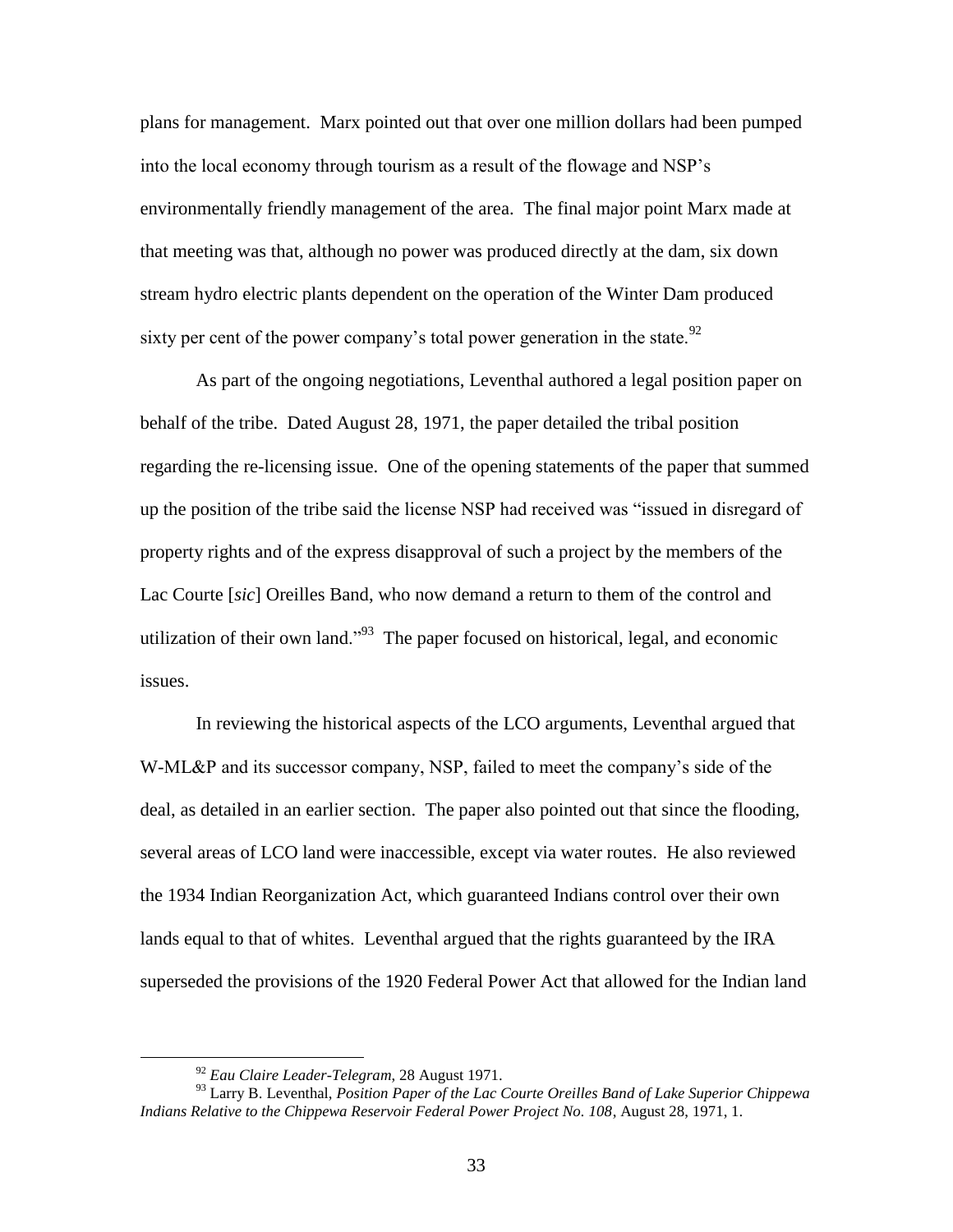plans for management. Marx pointed out that over one million dollars had been pumped into the local economy through tourism as a result of the flowage and NSP's environmentally friendly management of the area. The final major point Marx made at that meeting was that, although no power was produced directly at the dam, six down stream hydro electric plants dependent on the operation of the Winter Dam produced sixty per cent of the power company's total power generation in the state.[92]

As part of the ongoing negotiations, Leventhal authored a legal position paper on behalf of the tribe. Dated August 28, 1971, the paper detailed the tribal position regarding the re-licensing issue. One of the opening statements of the paper that summed up the position of the tribe said the license NSP had received was "issued in disregard of property rights and of the express disapproval of such a project by the members of the Lac Courte [*sic*] Oreilles Band, who now demand a return to them of the control and utilization of their own land."[93] The paper focused on historical, legal, and economic issues.

In reviewing the historical aspects of the LCO arguments, Leventhal argued that W-ML&P and its successor company, NSP, failed to meet the company's side of the deal, as detailed in an earlier section. The paper also pointed out that since the flooding, several areas of LCO land were inaccessible, except via water routes. He also reviewed the 1934 Indian Reorganization Act, which guaranteed Indians control over their own lands equal to that of whites. Leventhal argued that the rights guaranteed by the IRA superseded the provisions of the 1920 Federal Power Act that allowed for the Indian land

---

[92] *Eau Claire Leader-Telegram*, 28 August 1971.

[93] Larry B. Leventhal, *Position Paper of the Lac Courte Oreilles Band of Lake Superior Chippewa Indians Relative to the Chippewa Reservoir Federal Power Project No. 108*, August 28, 1971, 1.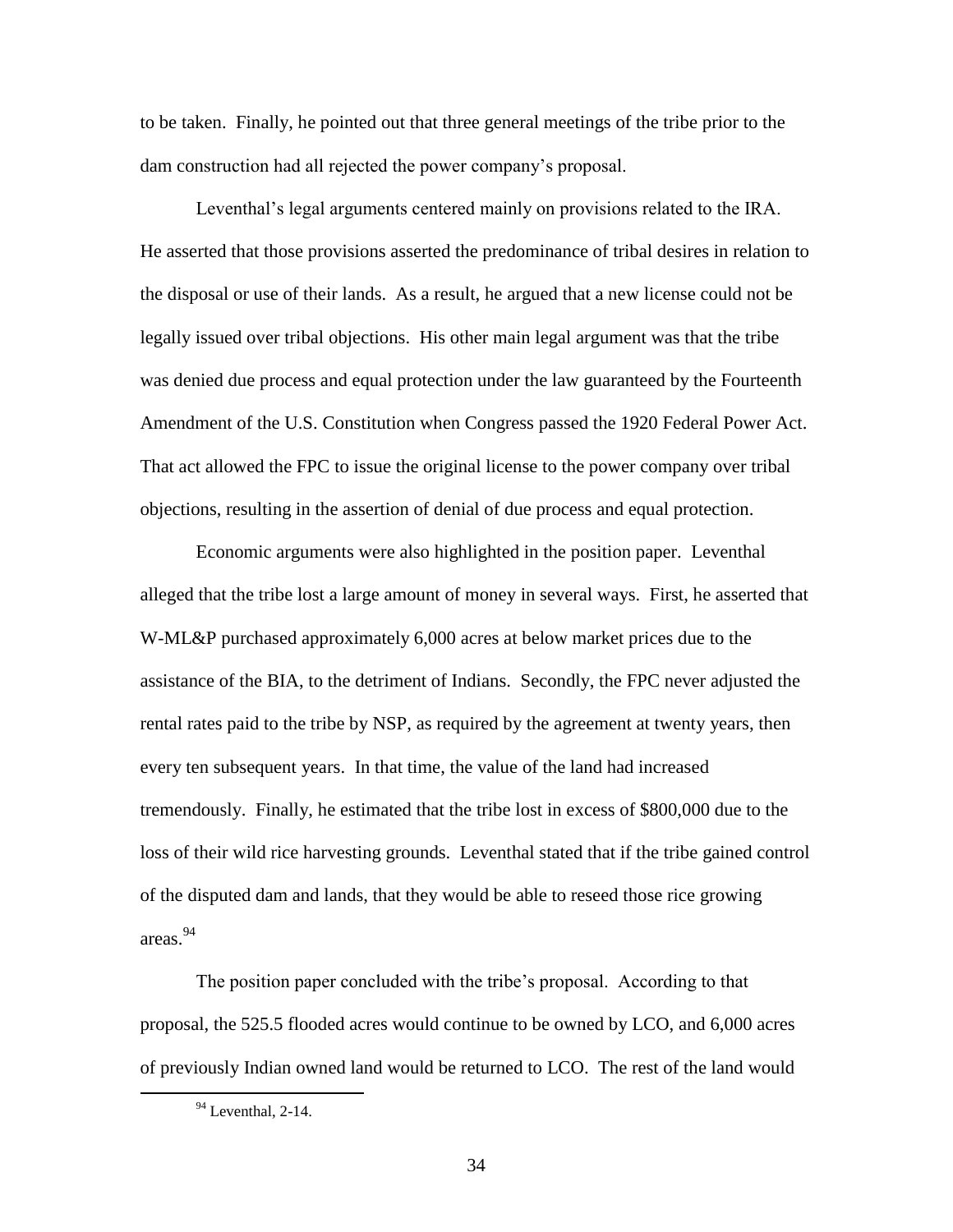to be taken. Finally, he pointed out that three general meetings of the tribe prior to the dam construction had all rejected the power company's proposal.

Leventhal's legal arguments centered mainly on provisions related to the IRA. He asserted that those provisions asserted the predominance of tribal desires in relation to the disposal or use of their lands. As a result, he argued that a new license could not be legally issued over tribal objections. His other main legal argument was that the tribe was denied due process and equal protection under the law guaranteed by the Fourteenth Amendment of the U.S. Constitution when Congress passed the 1920 Federal Power Act. That act allowed the FPC to issue the original license to the power company over tribal objections, resulting in the assertion of denial of due process and equal protection.

Economic arguments were also highlighted in the position paper. Leventhal alleged that the tribe lost a large amount of money in several ways. First, he asserted that W-ML&P purchased approximately 6,000 acres at below market prices due to the assistance of the BIA, to the detriment of Indians. Secondly, the FPC never adjusted the rental rates paid to the tribe by NSP, as required by the agreement at twenty years, then every ten subsequent years. In that time, the value of the land had increased tremendously. Finally, he estimated that the tribe lost in excess of $800,000 due to the loss of their wild rice harvesting grounds. Leventhal stated that if the tribe gained control of the disputed dam and lands, that they would be able to reseed those rice growing areas.[94]

The position paper concluded with the tribe's proposal. According to that proposal, the 525.5 flooded acres would continue to be owned by LCO, and 6,000 acres of previously Indian owned land would be returned to LCO. The rest of the land would

[94] Leventhal, 2-14.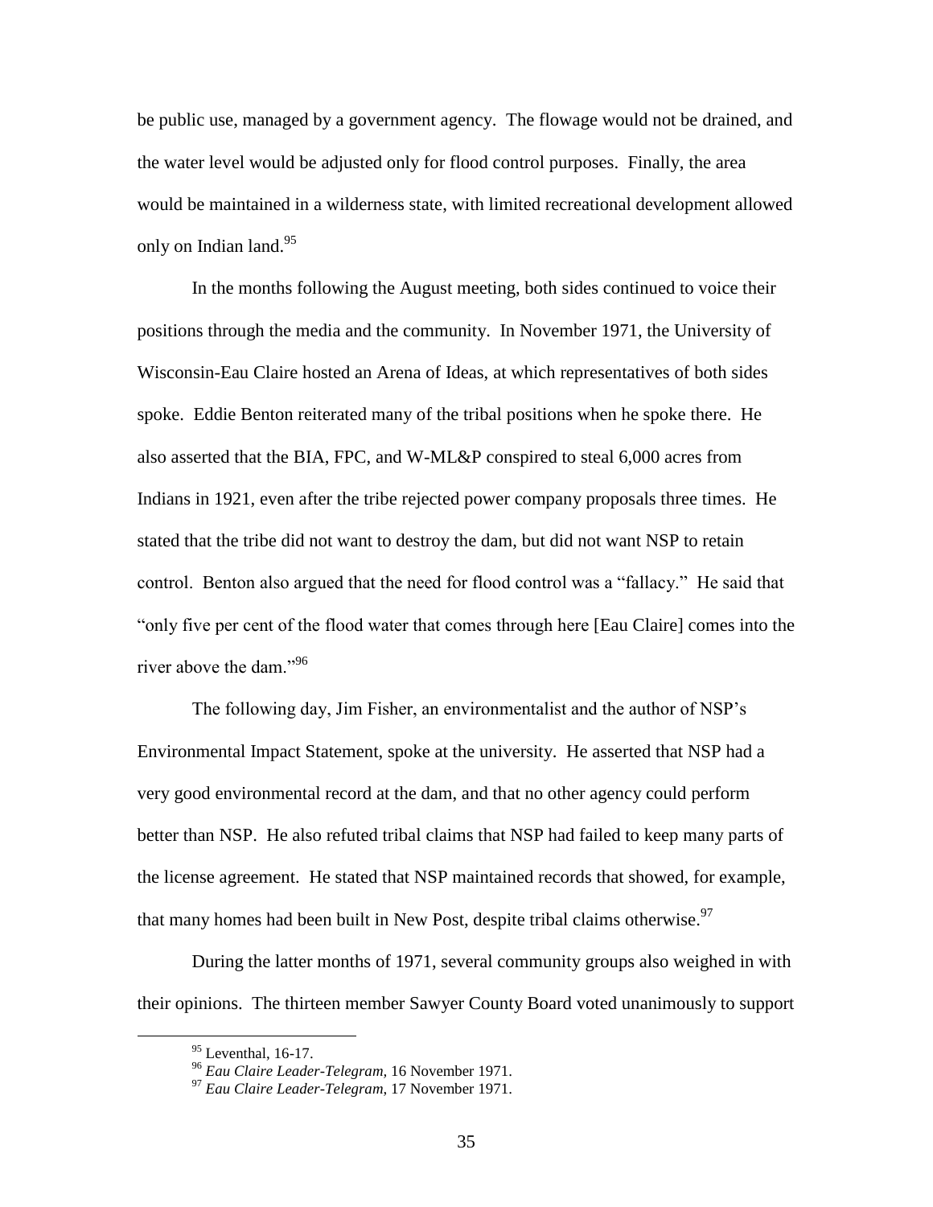be public use, managed by a government agency. The flowage would not be drained, and the water level would be adjusted only for flood control purposes. Finally, the area would be maintained in a wilderness state, with limited recreational development allowed only on Indian land.[95]

In the months following the August meeting, both sides continued to voice their positions through the media and the community. In November 1971, the University of Wisconsin-Eau Claire hosted an Arena of Ideas, at which representatives of both sides spoke. Eddie Benton reiterated many of the tribal positions when he spoke there. He also asserted that the BIA, FPC, and W-ML&P conspired to steal 6,000 acres from Indians in 1921, even after the tribe rejected power company proposals three times. He stated that the tribe did not want to destroy the dam, but did not want NSP to retain control. Benton also argued that the need for flood control was a "fallacy." He said that "only five per cent of the flood water that comes through here [Eau Claire] comes into the river above the dam."[96]

The following day, Jim Fisher, an environmentalist and the author of NSP's Environmental Impact Statement, spoke at the university. He asserted that NSP had a very good environmental record at the dam, and that no other agency could perform better than NSP. He also refuted tribal claims that NSP had failed to keep many parts of the license agreement. He stated that NSP maintained records that showed, for example, that many homes had been built in New Post, despite tribal claims otherwise.[97]

During the latter months of 1971, several community groups also weighed in with their opinions. The thirteen member Sawyer County Board voted unanimously to support

---

[95] Leventhal, 16-17.

[96] *Eau Claire Leader-Telegram,* 16 November 1971.

[97] *Eau Claire Leader-Telegram*, 17 November 1971.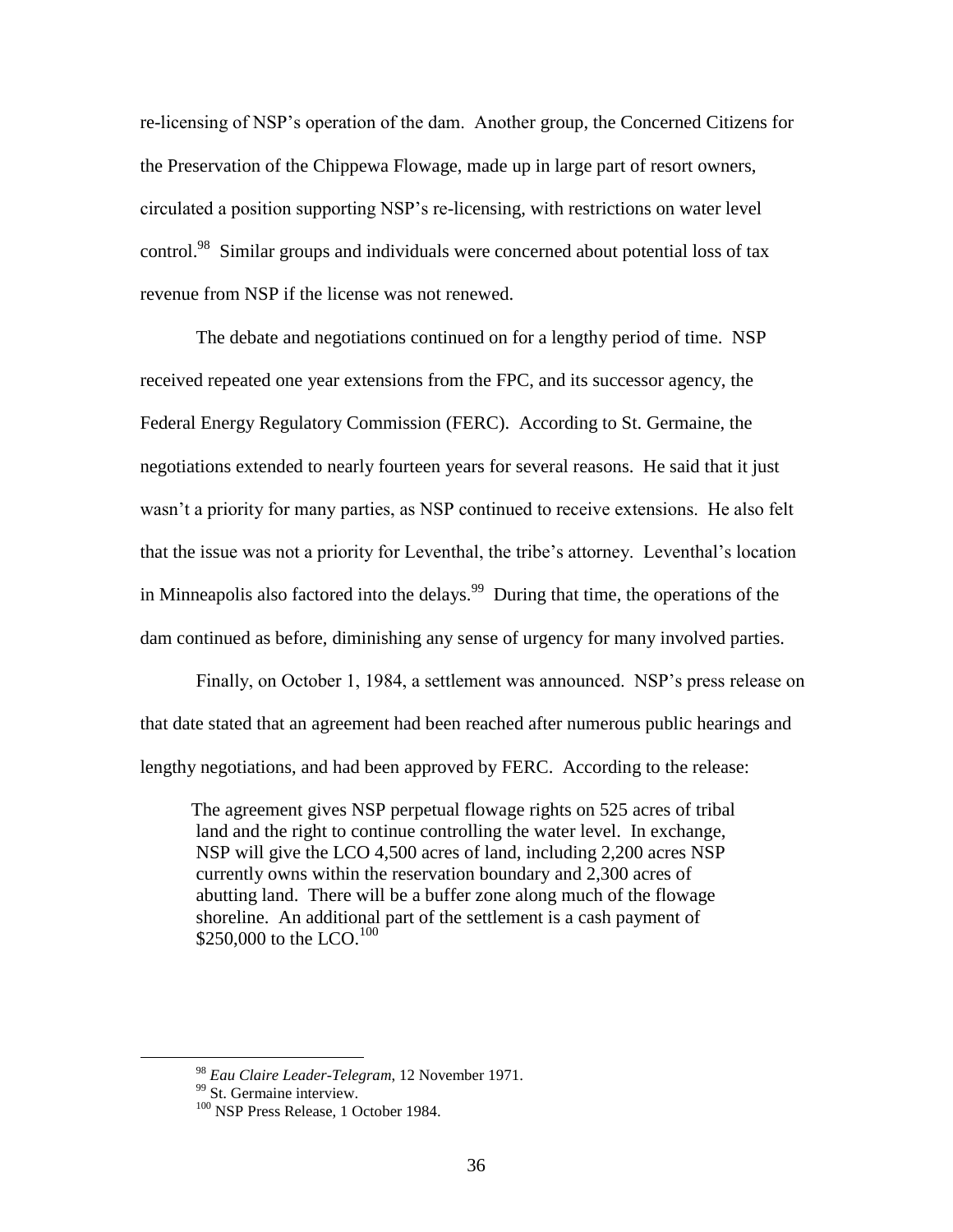re-licensing of NSP's operation of the dam. Another group, the Concerned Citizens for the Preservation of the Chippewa Flowage, made up in large part of resort owners, circulated a position supporting NSP's re-licensing, with restrictions on water level control.[98] Similar groups and individuals were concerned about potential loss of tax revenue from NSP if the license was not renewed.

The debate and negotiations continued on for a lengthy period of time. NSP received repeated one year extensions from the FPC, and its successor agency, the Federal Energy Regulatory Commission (FERC). According to St. Germaine, the negotiations extended to nearly fourteen years for several reasons. He said that it just wasn't a priority for many parties, as NSP continued to receive extensions. He also felt that the issue was not a priority for Leventhal, the tribe's attorney. Leventhal's location in Minneapolis also factored into the delays.[99] During that time, the operations of the dam continued as before, diminishing any sense of urgency for many involved parties.

Finally, on October 1, 1984, a settlement was announced. NSP's press release on that date stated that an agreement had been reached after numerous public hearings and lengthy negotiations, and had been approved by FERC. According to the release:

> The agreement gives NSP perpetual flowage rights on 525 acres of tribal land and the right to continue controlling the water level. In exchange, NSP will give the LCO 4,500 acres of land, including 2,200 acres NSP currently owns within the reservation boundary and 2,300 acres of abutting land. There will be a buffer zone along much of the flowage shoreline. An additional part of the settlement is a cash payment of $250,000 to the LCO.[100]

---

[98] *Eau Claire Leader-Telegram*, 12 November 1971.

[99] St. Germaine interview.

[100] NSP Press Release, 1 October 1984.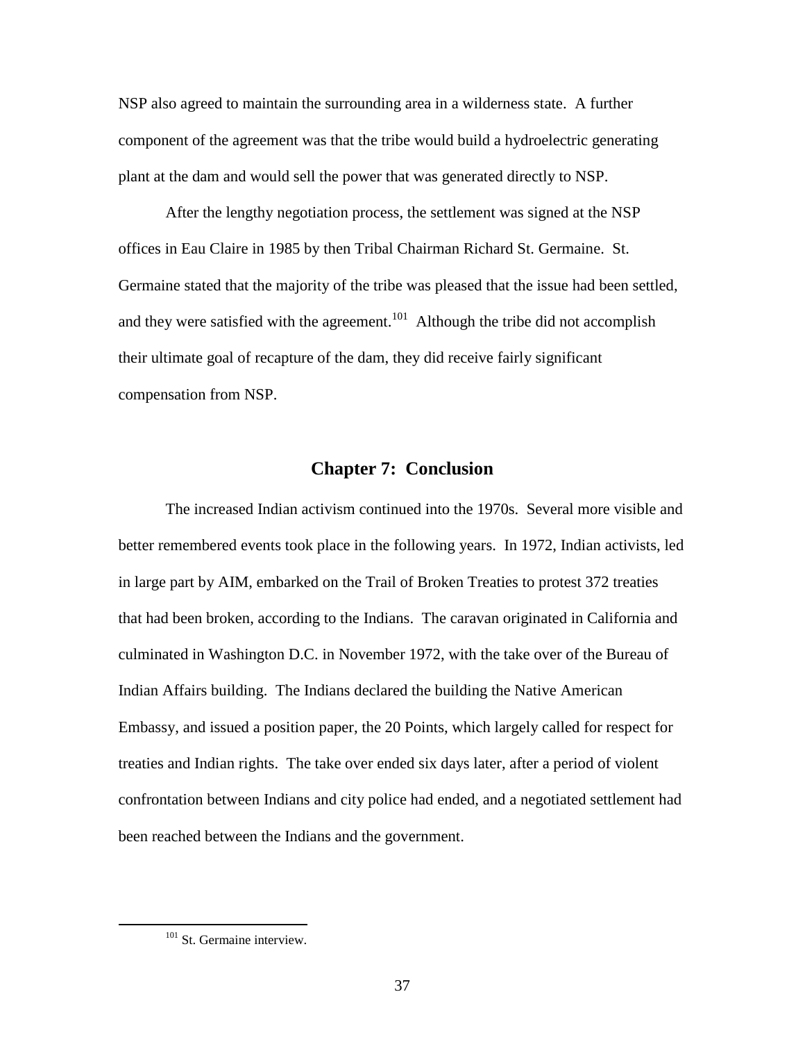NSP also agreed to maintain the surrounding area in a wilderness state. A further component of the agreement was that the tribe would build a hydroelectric generating plant at the dam and would sell the power that was generated directly to NSP.

After the lengthy negotiation process, the settlement was signed at the NSP offices in Eau Claire in 1985 by then Tribal Chairman Richard St. Germaine. St. Germaine stated that the majority of the tribe was pleased that the issue had been settled, and they were satisfied with the agreement.[101] Although the tribe did not accomplish their ultimate goal of recapture of the dam, they did receive fairly significant compensation from NSP.

## Chapter 7: Conclusion

The increased Indian activism continued into the 1970s. Several more visible and better remembered events took place in the following years. In 1972, Indian activists, led in large part by AIM, embarked on the Trail of Broken Treaties to protest 372 treaties that had been broken, according to the Indians. The caravan originated in California and culminated in Washington D.C. in November 1972, with the take over of the Bureau of Indian Affairs building. The Indians declared the building the Native American Embassy, and issued a position paper, the 20 Points, which largely called for respect for treaties and Indian rights. The take over ended six days later, after a period of violent confrontation between Indians and city police had ended, and a negotiated settlement had been reached between the Indians and the government.

[101] St. Germaine interview.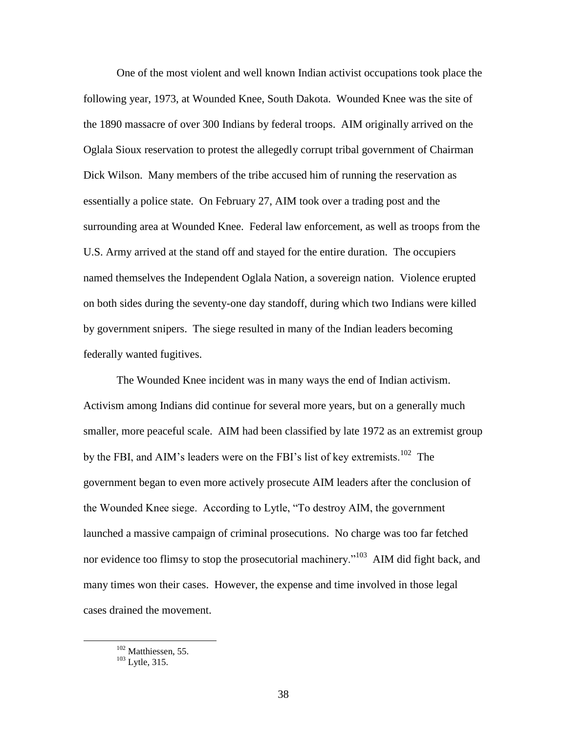One of the most violent and well known Indian activist occupations took place the following year, 1973, at Wounded Knee, South Dakota. Wounded Knee was the site of the 1890 massacre of over 300 Indians by federal troops. AIM originally arrived on the Oglala Sioux reservation to protest the allegedly corrupt tribal government of Chairman Dick Wilson. Many members of the tribe accused him of running the reservation as essentially a police state. On February 27, AIM took over a trading post and the surrounding area at Wounded Knee. Federal law enforcement, as well as troops from the U.S. Army arrived at the stand off and stayed for the entire duration. The occupiers named themselves the Independent Oglala Nation, a sovereign nation. Violence erupted on both sides during the seventy-one day standoff, during which two Indians were killed by government snipers. The siege resulted in many of the Indian leaders becoming federally wanted fugitives.

The Wounded Knee incident was in many ways the end of Indian activism. Activism among Indians did continue for several more years, but on a generally much smaller, more peaceful scale. AIM had been classified by late 1972 as an extremist group by the FBI, and AIM's leaders were on the FBI's list of key extremists.[102] The government began to even more actively prosecute AIM leaders after the conclusion of the Wounded Knee siege. According to Lytle, "To destroy AIM, the government launched a massive campaign of criminal prosecutions. No charge was too far fetched nor evidence too flimsy to stop the prosecutorial machinery."[103] AIM did fight back, and many times won their cases. However, the expense and time involved in those legal cases drained the movement.

---

[102] Matthiessen, 55.

[103] Lytle, 315.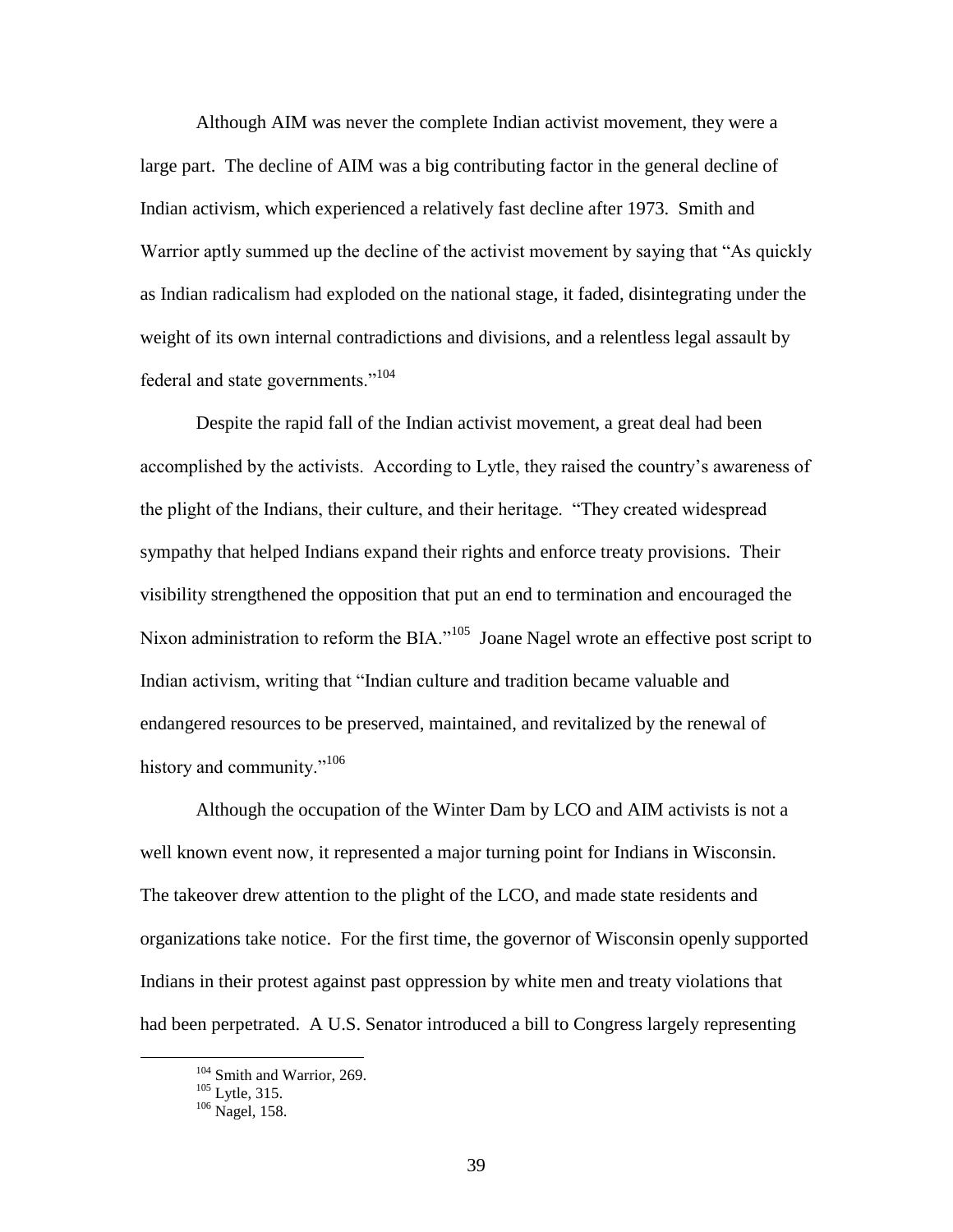Although AIM was never the complete Indian activist movement, they were a large part. The decline of AIM was a big contributing factor in the general decline of Indian activism, which experienced a relatively fast decline after 1973. Smith and Warrior aptly summed up the decline of the activist movement by saying that "As quickly as Indian radicalism had exploded on the national stage, it faded, disintegrating under the weight of its own internal contradictions and divisions, and a relentless legal assault by federal and state governments."[104]

Despite the rapid fall of the Indian activist movement, a great deal had been accomplished by the activists. According to Lytle, they raised the country's awareness of the plight of the Indians, their culture, and their heritage. "They created widespread sympathy that helped Indians expand their rights and enforce treaty provisions. Their visibility strengthened the opposition that put an end to termination and encouraged the Nixon administration to reform the BIA."[105] Joane Nagel wrote an effective post script to Indian activism, writing that "Indian culture and tradition became valuable and endangered resources to be preserved, maintained, and revitalized by the renewal of history and community."[106]

Although the occupation of the Winter Dam by LCO and AIM activists is not a well known event now, it represented a major turning point for Indians in Wisconsin. The takeover drew attention to the plight of the LCO, and made state residents and organizations take notice. For the first time, the governor of Wisconsin openly supported Indians in their protest against past oppression by white men and treaty violations that had been perpetrated. A U.S. Senator introduced a bill to Congress largely representing

[104] Smith and Warrior, 269.
[105] Lytle, 315.
[106] Nagel, 158.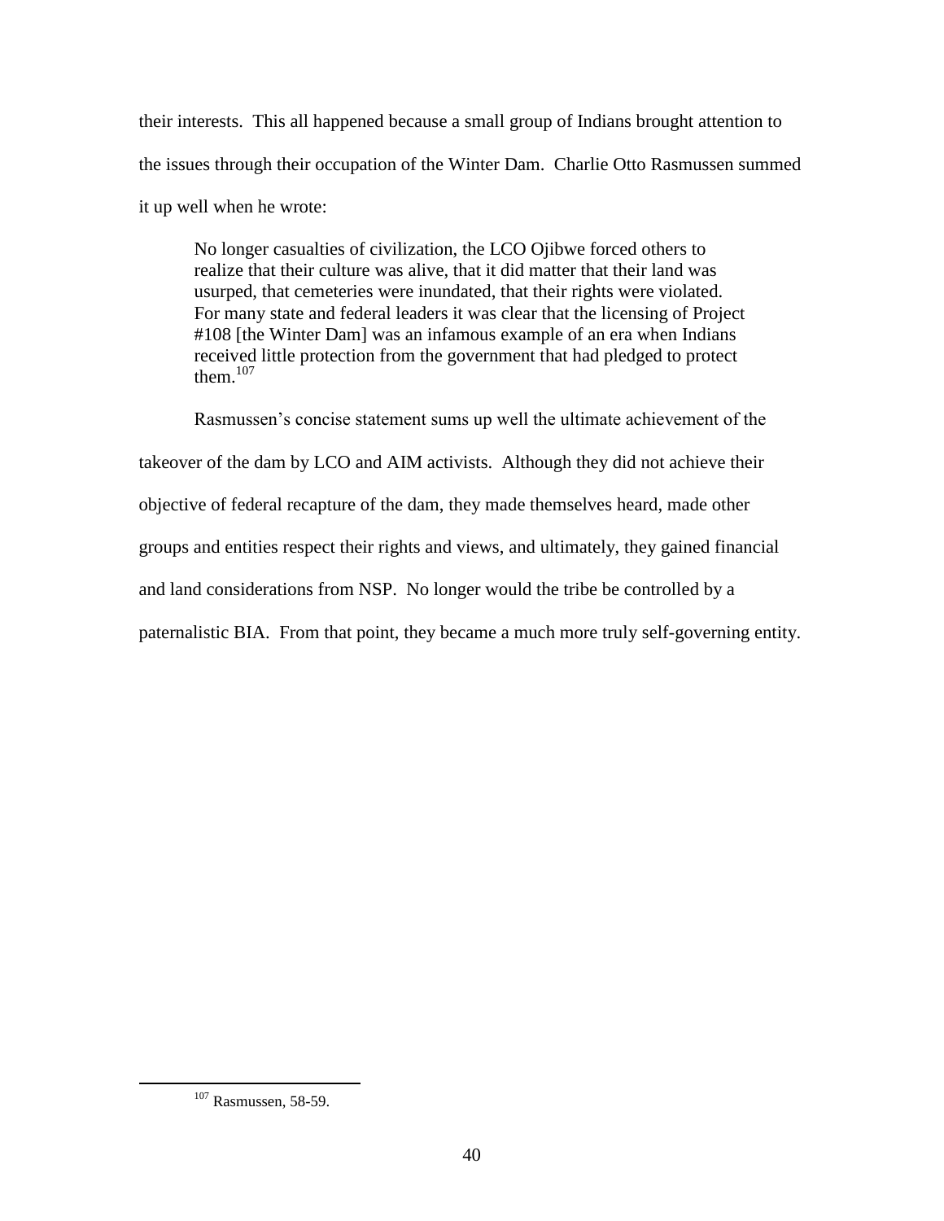their interests. This all happened because a small group of Indians brought attention to the issues through their occupation of the Winter Dam. Charlie Otto Rasmussen summed it up well when he wrote:

> No longer casualties of civilization, the LCO Ojibwe forced others to realize that their culture was alive, that it did matter that their land was usurped, that cemeteries were inundated, that their rights were violated. For many state and federal leaders it was clear that the licensing of Project #108 [the Winter Dam] was an infamous example of an era when Indians received little protection from the government that had pledged to protect them.[107]

Rasmussen's concise statement sums up well the ultimate achievement of the takeover of the dam by LCO and AIM activists. Although they did not achieve their objective of federal recapture of the dam, they made themselves heard, made other groups and entities respect their rights and views, and ultimately, they gained financial and land considerations from NSP. No longer would the tribe be controlled by a paternalistic BIA. From that point, they became a much more truly self-governing entity.

---

[107] Rasmussen, 58-59.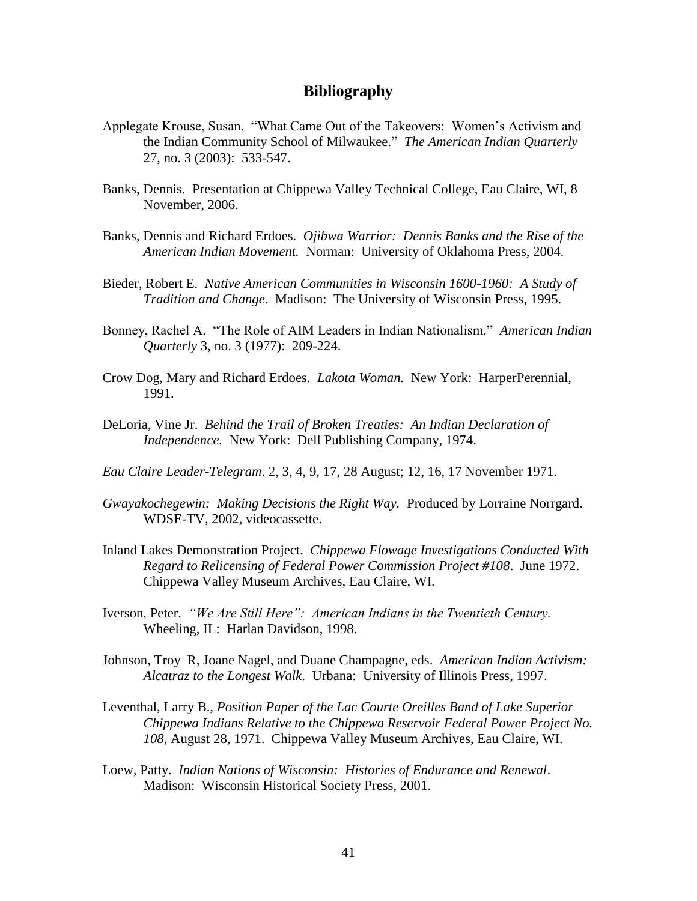## Bibliography

Applegate Krouse, Susan. "What Came Out of the Takeovers: Women's Activism and the Indian Community School of Milwaukee." *The American Indian Quarterly* 27, no. 3 (2003): 533-547.

Banks, Dennis. Presentation at Chippewa Valley Technical College, Eau Claire, WI, 8 November, 2006.

Banks, Dennis and Richard Erdoes. *Ojibwa Warrior: Dennis Banks and the Rise of the American Indian Movement.* Norman: University of Oklahoma Press, 2004.

Bieder, Robert E. *Native American Communities in Wisconsin 1600-1960: A Study of Tradition and Change*. Madison: The University of Wisconsin Press, 1995.

Bonney, Rachel A. "The Role of AIM Leaders in Indian Nationalism." *American Indian Quarterly* 3, no. 3 (1977): 209-224.

Crow Dog, Mary and Richard Erdoes. *Lakota Woman.* New York: HarperPerennial, 1991.

DeLoria, Vine Jr. *Behind the Trail of Broken Treaties: An Indian Declaration of Independence.* New York: Dell Publishing Company, 1974.

*Eau Claire Leader-Telegram*. 2, 3, 4, 9, 17, 28 August; 12, 16, 17 November 1971.

*Gwayakochegewin: Making Decisions the Right Way.* Produced by Lorraine Norrgard. WDSE-TV, 2002, videocassette.

Inland Lakes Demonstration Project. *Chippewa Flowage Investigations Conducted With Regard to Relicensing of Federal Power Commission Project #108*. June 1972. Chippewa Valley Museum Archives, Eau Claire, WI.

Iverson, Peter. *"We Are Still Here": American Indians in the Twentieth Century.* Wheeling, IL: Harlan Davidson, 1998.

Johnson, Troy R, Joane Nagel, and Duane Champagne, eds. *American Indian Activism: Alcatraz to the Longest Walk*. Urbana: University of Illinois Press, 1997.

Leventhal, Larry B., *Position Paper of the Lac Courte Oreilles Band of Lake Superior Chippewa Indians Relative to the Chippewa Reservoir Federal Power Project No. 108*, August 28, 1971. Chippewa Valley Museum Archives, Eau Claire, WI.

Loew, Patty. *Indian Nations of Wisconsin: Histories of Endurance and Renewal*. Madison: Wisconsin Historical Society Press, 2001.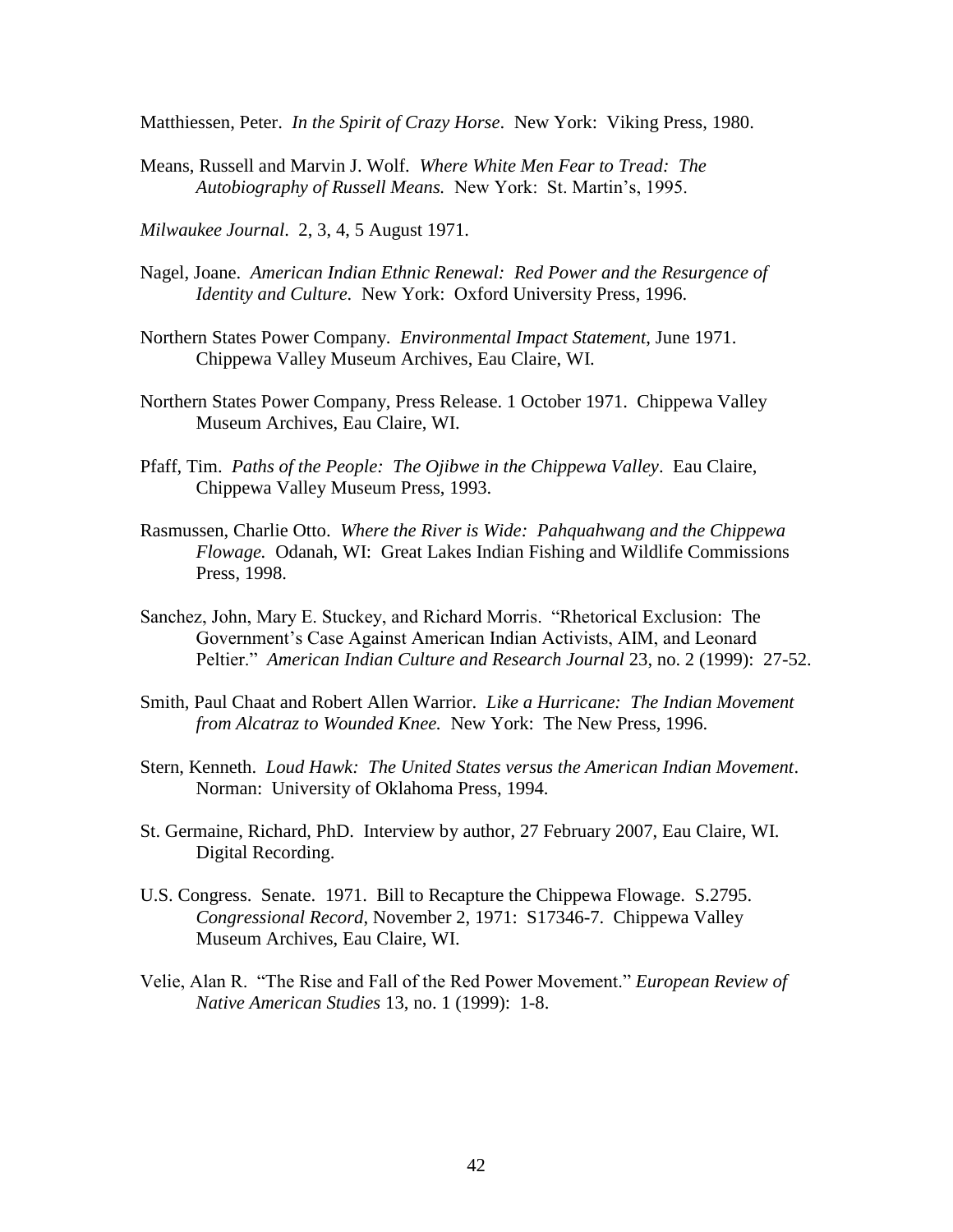Matthiessen, Peter. *In the Spirit of Crazy Horse*. New York: Viking Press, 1980.

Means, Russell and Marvin J. Wolf. *Where White Men Fear to Tread: The Autobiography of Russell Means.* New York: St. Martin's, 1995.

*Milwaukee Journal*. 2, 3, 4, 5 August 1971.

Nagel, Joane. *American Indian Ethnic Renewal: Red Power and the Resurgence of Identity and Culture.* New York: Oxford University Press, 1996.

Northern States Power Company. *Environmental Impact Statement*, June 1971. Chippewa Valley Museum Archives, Eau Claire, WI.

Northern States Power Company, Press Release. 1 October 1971. Chippewa Valley Museum Archives, Eau Claire, WI.

Pfaff, Tim. *Paths of the People: The Ojibwe in the Chippewa Valley*. Eau Claire, Chippewa Valley Museum Press, 1993.

Rasmussen, Charlie Otto. *Where the River is Wide: Pahquahwang and the Chippewa Flowage.* Odanah, WI: Great Lakes Indian Fishing and Wildlife Commissions Press, 1998.

Sanchez, John, Mary E. Stuckey, and Richard Morris. "Rhetorical Exclusion: The Government's Case Against American Indian Activists, AIM, and Leonard Peltier." *American Indian Culture and Research Journal* 23, no. 2 (1999): 27-52.

Smith, Paul Chaat and Robert Allen Warrior. *Like a Hurricane: The Indian Movement from Alcatraz to Wounded Knee.* New York: The New Press, 1996.

Stern, Kenneth. *Loud Hawk: The United States versus the American Indian Movement*. Norman: University of Oklahoma Press, 1994.

St. Germaine, Richard, PhD. Interview by author, 27 February 2007, Eau Claire, WI. Digital Recording.

U.S. Congress. Senate. 1971. Bill to Recapture the Chippewa Flowage. S.2795. *Congressional Record*, November 2, 1971: S17346-7. Chippewa Valley Museum Archives, Eau Claire, WI.

Velie, Alan R. "The Rise and Fall of the Red Power Movement." *European Review of Native American Studies* 13, no. 1 (1999): 1-8.